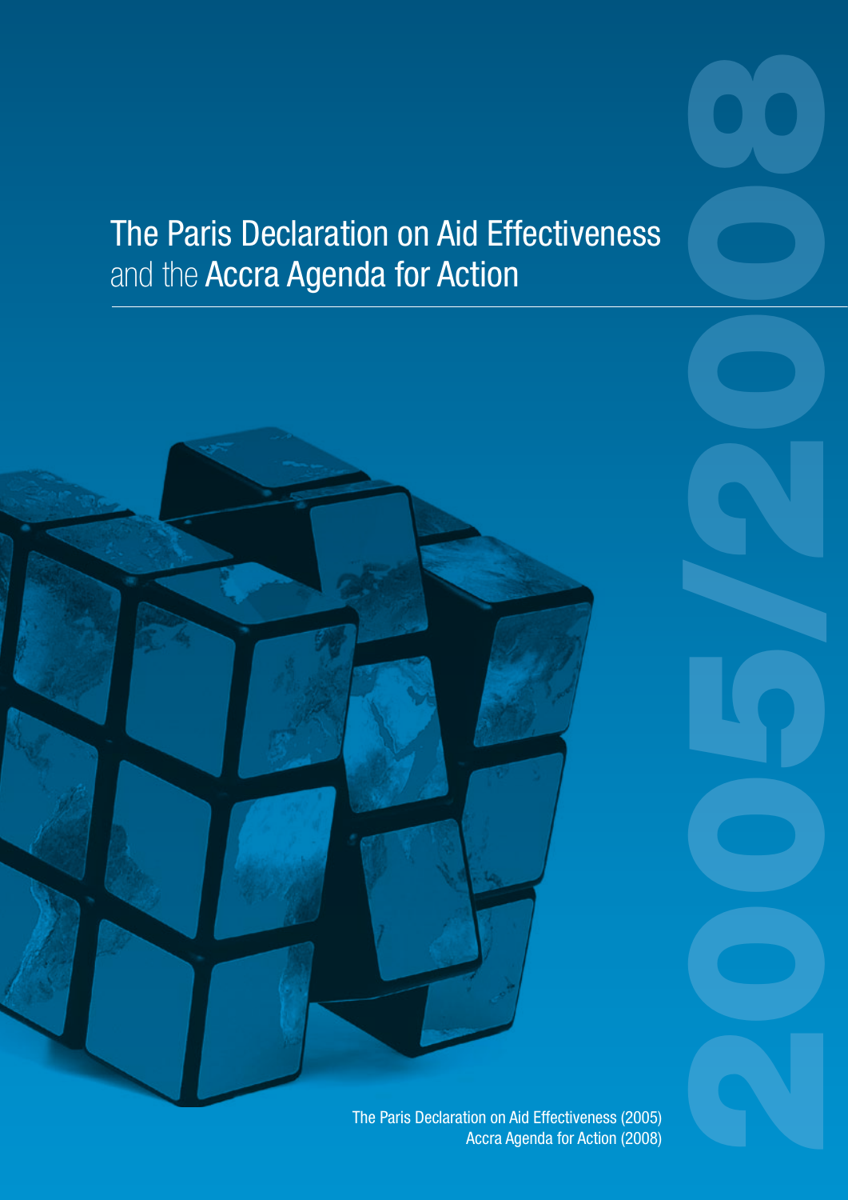# The Paris Declaration on Aid Effectiveness and the Accra Agenda for Action

2005/2008

The Paris Declaration on Aid Effectiveness (2005)
Accra Agenda for Action (2008)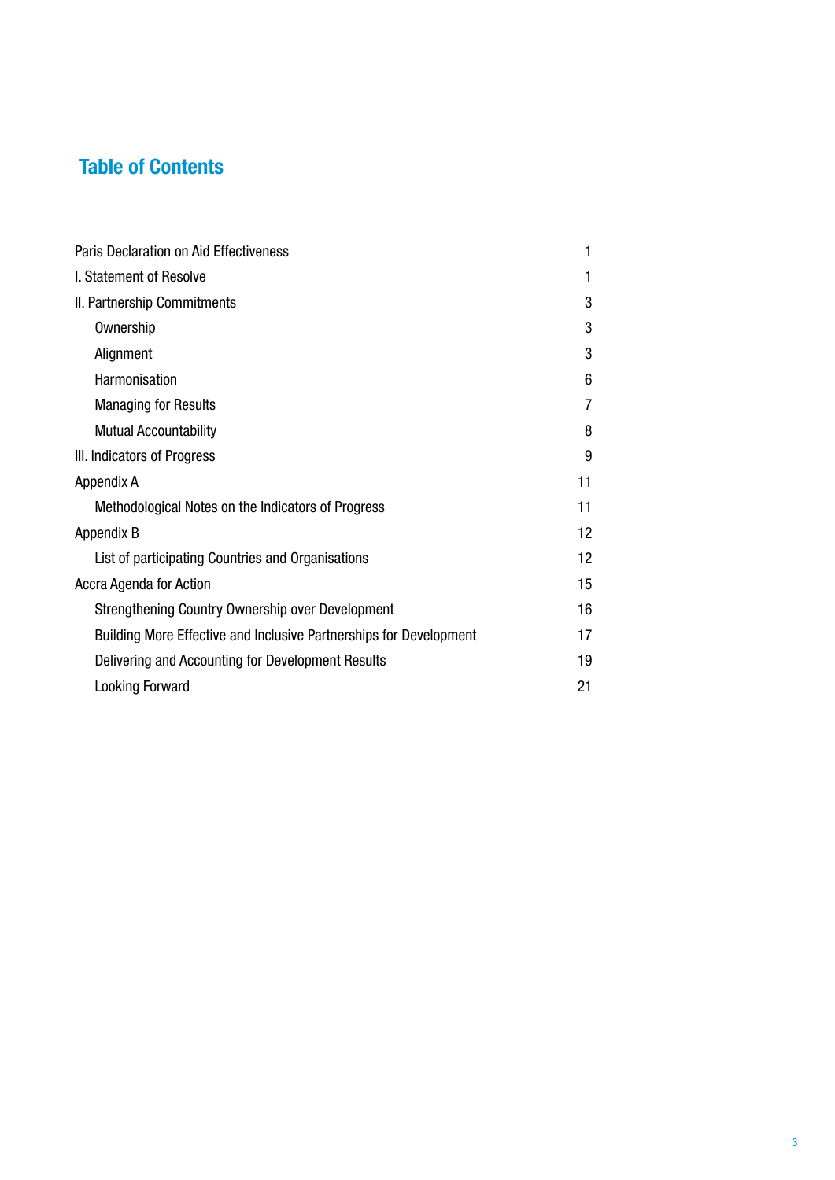# Table of Contents

| | |
|---|---|
| Paris Declaration on Aid Effectiveness | 1 |
| I. Statement of Resolve | 1 |
| II. Partnership Commitments | 3 |
| Ownership | 3 |
| Alignment | 3 |
| Harmonisation | 6 |
| Managing for Results | 7 |
| Mutual Accountability | 8 |
| III. Indicators of Progress | 9 |
| Appendix A | 11 |
| Methodological Notes on the Indicators of Progress | 11 |
| Appendix B | 12 |
| List of participating Countries and Organisations | 12 |
| Accra Agenda for Action | 15 |
| Strengthening Country Ownership over Development | 16 |
| Building More Effective and Inclusive Partnerships for Development | 17 |
| Delivering and Accounting for Development Results | 19 |
| Looking Forward | 21 |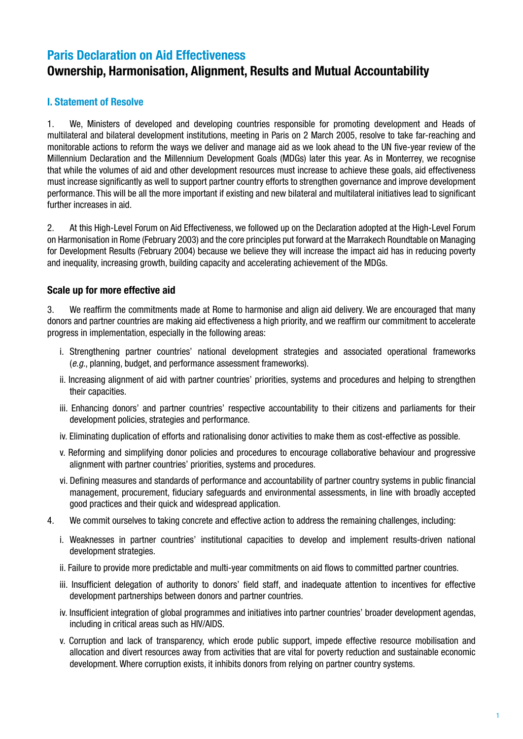# Paris Declaration on Aid Effectiveness

## Ownership, Harmonisation, Alignment, Results and Mutual Accountability

### I. Statement of Resolve

1. We, Ministers of developed and developing countries responsible for promoting development and Heads of multilateral and bilateral development institutions, meeting in Paris on 2 March 2005, resolve to take far-reaching and monitorable actions to reform the ways we deliver and manage aid as we look ahead to the UN five-year review of the Millennium Declaration and the Millennium Development Goals (MDGs) later this year. As in Monterrey, we recognise that while the volumes of aid and other development resources must increase to achieve these goals, aid effectiveness must increase significantly as well to support partner country efforts to strengthen governance and improve development performance. This will be all the more important if existing and new bilateral and multilateral initiatives lead to significant further increases in aid.

2. At this High-Level Forum on Aid Effectiveness, we followed up on the Declaration adopted at the High-Level Forum on Harmonisation in Rome (February 2003) and the core principles put forward at the Marrakech Roundtable on Managing for Development Results (February 2004) because we believe they will increase the impact aid has in reducing poverty and inequality, increasing growth, building capacity and accelerating achievement of the MDGs.

### Scale up for more effective aid

3. We reaffirm the commitments made at Rome to harmonise and align aid delivery. We are encouraged that many donors and partner countries are making aid effectiveness a high priority, and we reaffirm our commitment to accelerate progress in implementation, especially in the following areas:

   i. Strengthening partner countries' national development strategies and associated operational frameworks (*e.g.*, planning, budget, and performance assessment frameworks).

   ii. Increasing alignment of aid with partner countries' priorities, systems and procedures and helping to strengthen their capacities.

   iii. Enhancing donors' and partner countries' respective accountability to their citizens and parliaments for their development policies, strategies and performance.

   iv. Eliminating duplication of efforts and rationalising donor activities to make them as cost-effective as possible.

   v. Reforming and simplifying donor policies and procedures to encourage collaborative behaviour and progressive alignment with partner countries' priorities, systems and procedures.

   vi. Defining measures and standards of performance and accountability of partner country systems in public financial management, procurement, fiduciary safeguards and environmental assessments, in line with broadly accepted good practices and their quick and widespread application.

4. We commit ourselves to taking concrete and effective action to address the remaining challenges, including:

   i. Weaknesses in partner countries' institutional capacities to develop and implement results-driven national development strategies.

   ii. Failure to provide more predictable and multi-year commitments on aid flows to committed partner countries.

   iii. Insufficient delegation of authority to donors' field staff, and inadequate attention to incentives for effective development partnerships between donors and partner countries.

   iv. Insufficient integration of global programmes and initiatives into partner countries' broader development agendas, including in critical areas such as HIV/AIDS.

   v. Corruption and lack of transparency, which erode public support, impede effective resource mobilisation and allocation and divert resources away from activities that are vital for poverty reduction and sustainable economic development. Where corruption exists, it inhibits donors from relying on partner country systems.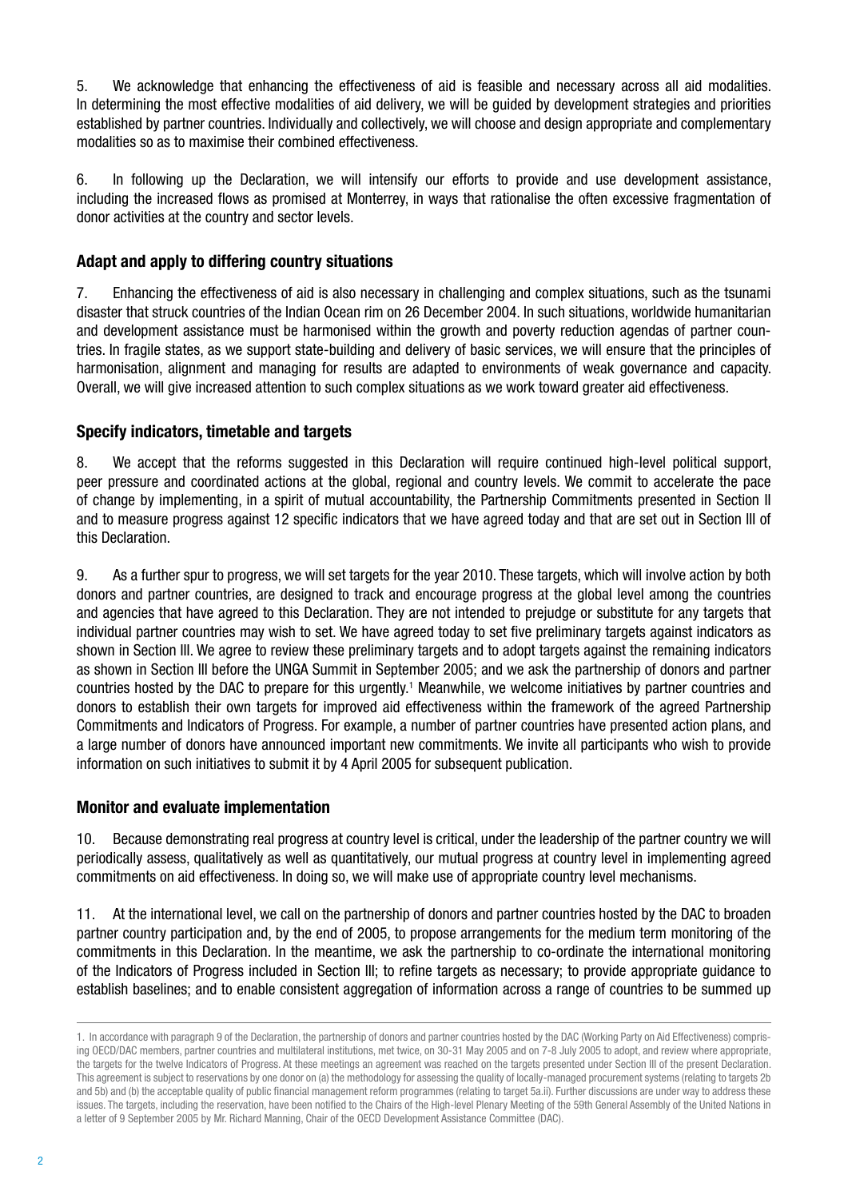5. We acknowledge that enhancing the effectiveness of aid is feasible and necessary across all aid modalities. In determining the most effective modalities of aid delivery, we will be guided by development strategies and priorities established by partner countries. Individually and collectively, we will choose and design appropriate and complementary modalities so as to maximise their combined effectiveness.

6. In following up the Declaration, we will intensify our efforts to provide and use development assistance, including the increased flows as promised at Monterrey, in ways that rationalise the often excessive fragmentation of donor activities at the country and sector levels.

### Adapt and apply to differing country situations

7. Enhancing the effectiveness of aid is also necessary in challenging and complex situations, such as the tsunami disaster that struck countries of the Indian Ocean rim on 26 December 2004. In such situations, worldwide humanitarian and development assistance must be harmonised within the growth and poverty reduction agendas of partner countries. In fragile states, as we support state-building and delivery of basic services, we will ensure that the principles of harmonisation, alignment and managing for results are adapted to environments of weak governance and capacity. Overall, we will give increased attention to such complex situations as we work toward greater aid effectiveness.

### Specify indicators, timetable and targets

8. We accept that the reforms suggested in this Declaration will require continued high-level political support, peer pressure and coordinated actions at the global, regional and country levels. We commit to accelerate the pace of change by implementing, in a spirit of mutual accountability, the Partnership Commitments presented in Section II and to measure progress against 12 specific indicators that we have agreed today and that are set out in Section III of this Declaration.

9. As a further spur to progress, we will set targets for the year 2010. These targets, which will involve action by both donors and partner countries, are designed to track and encourage progress at the global level among the countries and agencies that have agreed to this Declaration. They are not intended to prejudge or substitute for any targets that individual partner countries may wish to set. We have agreed today to set five preliminary targets against indicators as shown in Section III. We agree to review these preliminary targets and to adopt targets against the remaining indicators as shown in Section III before the UNGA Summit in September 2005; and we ask the partnership of donors and partner countries hosted by the DAC to prepare for this urgently.[1] Meanwhile, we welcome initiatives by partner countries and donors to establish their own targets for improved aid effectiveness within the framework of the agreed Partnership Commitments and Indicators of Progress. For example, a number of partner countries have presented action plans, and a large number of donors have announced important new commitments. We invite all participants who wish to provide information on such initiatives to submit it by 4 April 2005 for subsequent publication.

### Monitor and evaluate implementation

10. Because demonstrating real progress at country level is critical, under the leadership of the partner country we will periodically assess, qualitatively as well as quantitatively, our mutual progress at country level in implementing agreed commitments on aid effectiveness. In doing so, we will make use of appropriate country level mechanisms.

11. At the international level, we call on the partnership of donors and partner countries hosted by the DAC to broaden partner country participation and, by the end of 2005, to propose arrangements for the medium term monitoring of the commitments in this Declaration. In the meantime, we ask the partnership to co-ordinate the international monitoring of the Indicators of Progress included in Section III; to refine targets as necessary; to provide appropriate guidance to establish baselines; and to enable consistent aggregation of information across a range of countries to be summed up

---

1. In accordance with paragraph 9 of the Declaration, the partnership of donors and partner countries hosted by the DAC (Working Party on Aid Effectiveness) comprising OECD/DAC members, partner countries and multilateral institutions, met twice, on 30-31 May 2005 and on 7-8 July 2005 to adopt, and review where appropriate, the targets for the twelve Indicators of Progress. At these meetings an agreement was reached on the targets presented under Section III of the present Declaration. This agreement is subject to reservations by one donor on (a) the methodology for assessing the quality of locally-managed procurement systems (relating to targets 2b and 5b) and (b) the acceptable quality of public financial management reform programmes (relating to target 5a.ii). Further discussions are under way to address these issues. The targets, including the reservation, have been notified to the Chairs of the High-level Plenary Meeting of the 59th General Assembly of the United Nations in a letter of 9 September 2005 by Mr. Richard Manning, Chair of the OECD Development Assistance Committee (DAC).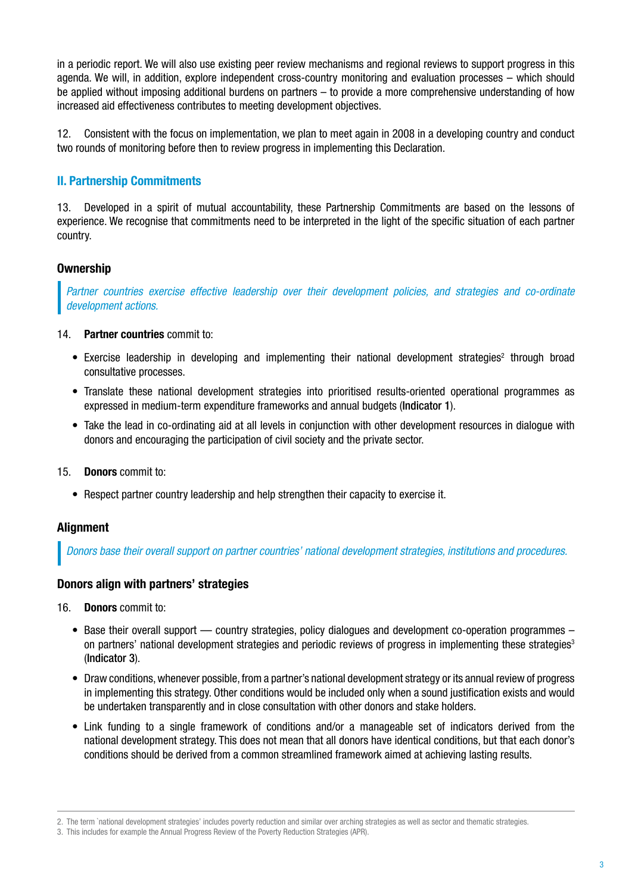in a periodic report. We will also use existing peer review mechanisms and regional reviews to support progress in this agenda. We will, in addition, explore independent cross-country monitoring and evaluation processes – which should be applied without imposing additional burdens on partners – to provide a more comprehensive understanding of how increased aid effectiveness contributes to meeting development objectives.

12. Consistent with the focus on implementation, we plan to meet again in 2008 in a developing country and conduct two rounds of monitoring before then to review progress in implementing this Declaration.

## II. Partnership Commitments

13. Developed in a spirit of mutual accountability, these Partnership Commitments are based on the lessons of experience. We recognise that commitments need to be interpreted in the light of the specific situation of each partner country.

### Ownership

> *Partner countries exercise effective leadership over their development policies, and strategies and co-ordinate development actions.*

14. **Partner countries** commit to:

- Exercise leadership in developing and implementing their national development strategies[2] through broad consultative processes.
- Translate these national development strategies into prioritised results-oriented operational programmes as expressed in medium-term expenditure frameworks and annual budgets (**Indicator 1**).
- Take the lead in co-ordinating aid at all levels in conjunction with other development resources in dialogue with donors and encouraging the participation of civil society and the private sector.

15. **Donors** commit to:

- Respect partner country leadership and help strengthen their capacity to exercise it.

### Alignment

> *Donors base their overall support on partner countries' national development strategies, institutions and procedures.*

### Donors align with partners' strategies

16. **Donors** commit to:

- Base their overall support — country strategies, policy dialogues and development co-operation programmes – on partners' national development strategies and periodic reviews of progress in implementing these strategies[3] (**Indicator 3**).
- Draw conditions, whenever possible, from a partner's national development strategy or its annual review of progress in implementing this strategy. Other conditions would be included only when a sound justification exists and would be undertaken transparently and in close consultation with other donors and stake holders.
- Link funding to a single framework of conditions and/or a manageable set of indicators derived from the national development strategy. This does not mean that all donors have identical conditions, but that each donor's conditions should be derived from a common streamlined framework aimed at achieving lasting results.

---

2. The term `national development strategies' includes poverty reduction and similar over arching strategies as well as sector and thematic strategies.
3. This includes for example the Annual Progress Review of the Poverty Reduction Strategies (APR).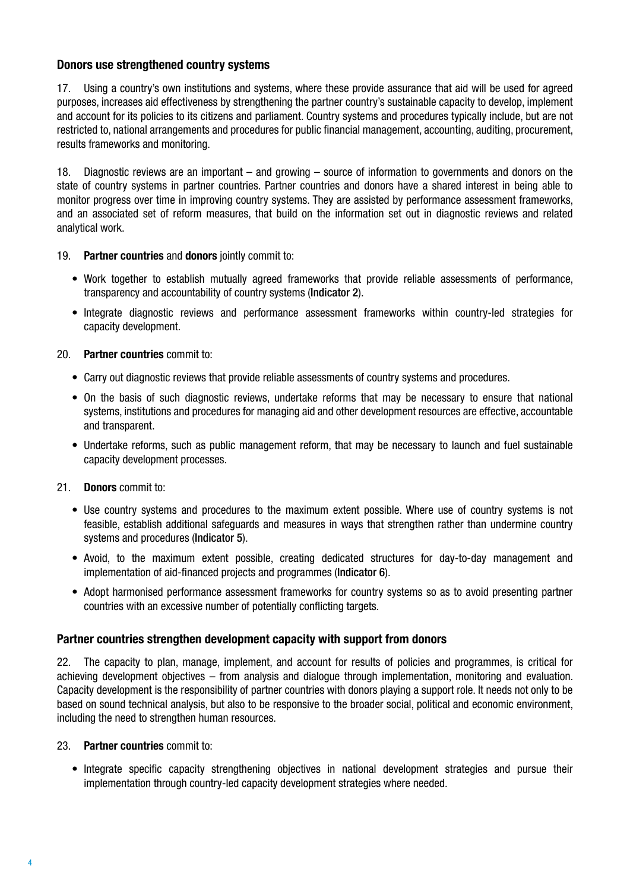### Donors use strengthened country systems

17. Using a country's own institutions and systems, where these provide assurance that aid will be used for agreed purposes, increases aid effectiveness by strengthening the partner country's sustainable capacity to develop, implement and account for its policies to its citizens and parliament. Country systems and procedures typically include, but are not restricted to, national arrangements and procedures for public financial management, accounting, auditing, procurement, results frameworks and monitoring.

18. Diagnostic reviews are an important – and growing – source of information to governments and donors on the state of country systems in partner countries. Partner countries and donors have a shared interest in being able to monitor progress over time in improving country systems. They are assisted by performance assessment frameworks, and an associated set of reform measures, that build on the information set out in diagnostic reviews and related analytical work.

19. **Partner countries** and **donors** jointly commit to:

- Work together to establish mutually agreed frameworks that provide reliable assessments of performance, transparency and accountability of country systems (**Indicator 2**).
- Integrate diagnostic reviews and performance assessment frameworks within country-led strategies for capacity development.

20. **Partner countries** commit to:

- Carry out diagnostic reviews that provide reliable assessments of country systems and procedures.
- On the basis of such diagnostic reviews, undertake reforms that may be necessary to ensure that national systems, institutions and procedures for managing aid and other development resources are effective, accountable and transparent.
- Undertake reforms, such as public management reform, that may be necessary to launch and fuel sustainable capacity development processes.

21. **Donors** commit to:

- Use country systems and procedures to the maximum extent possible. Where use of country systems is not feasible, establish additional safeguards and measures in ways that strengthen rather than undermine country systems and procedures (**Indicator 5**).
- Avoid, to the maximum extent possible, creating dedicated structures for day-to-day management and implementation of aid-financed projects and programmes (**Indicator 6**).
- Adopt harmonised performance assessment frameworks for country systems so as to avoid presenting partner countries with an excessive number of potentially conflicting targets.

### Partner countries strengthen development capacity with support from donors

22. The capacity to plan, manage, implement, and account for results of policies and programmes, is critical for achieving development objectives – from analysis and dialogue through implementation, monitoring and evaluation. Capacity development is the responsibility of partner countries with donors playing a support role. It needs not only to be based on sound technical analysis, but also to be responsive to the broader social, political and economic environment, including the need to strengthen human resources.

23. **Partner countries** commit to:

- Integrate specific capacity strengthening objectives in national development strategies and pursue their implementation through country-led capacity development strategies where needed.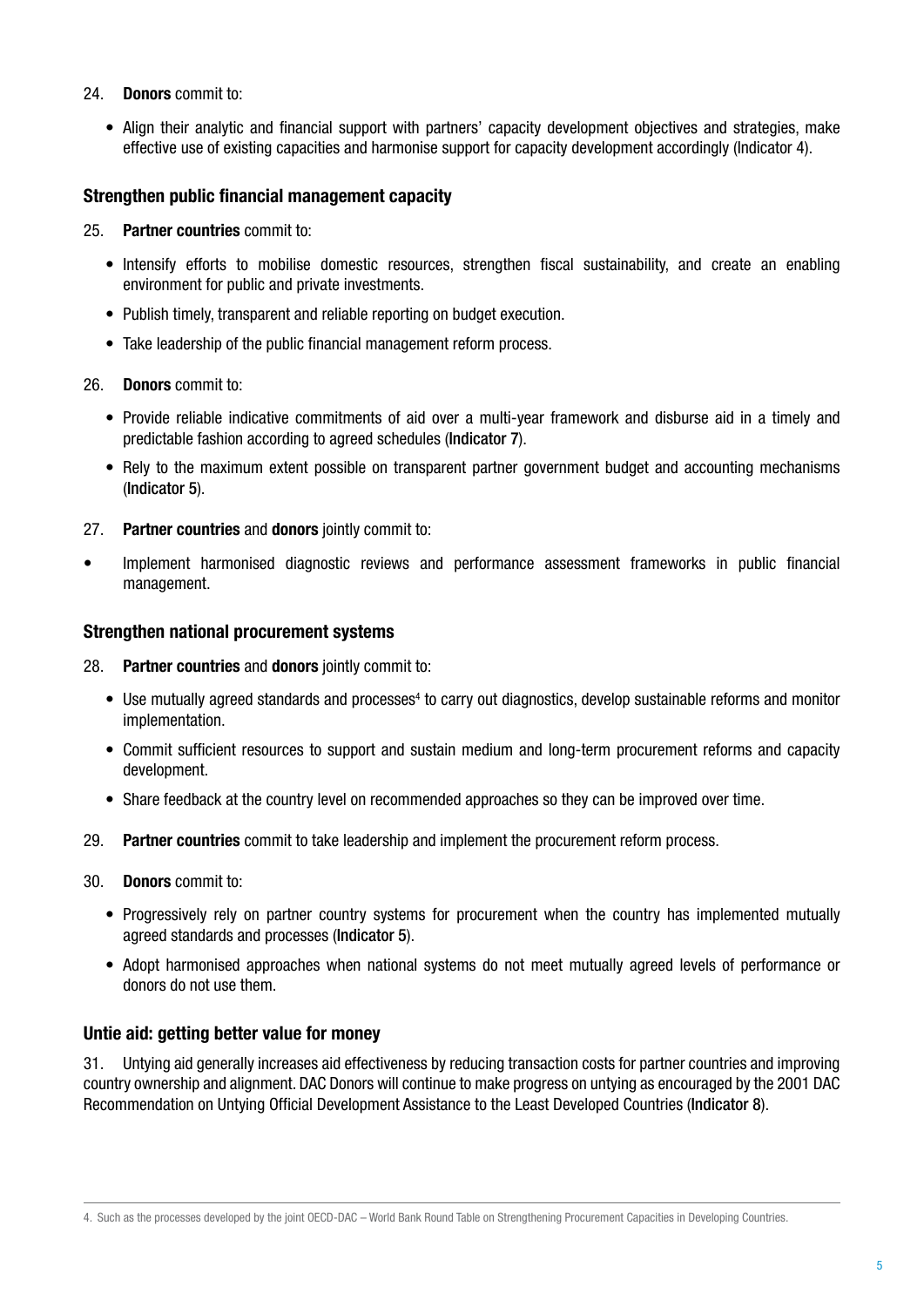24. **Donors** commit to:

- Align their analytic and financial support with partners' capacity development objectives and strategies, make effective use of existing capacities and harmonise support for capacity development accordingly (Indicator 4).

### Strengthen public financial management capacity

25. **Partner countries** commit to:

- Intensify efforts to mobilise domestic resources, strengthen fiscal sustainability, and create an enabling environment for public and private investments.
- Publish timely, transparent and reliable reporting on budget execution.
- Take leadership of the public financial management reform process.

26. **Donors** commit to:

- Provide reliable indicative commitments of aid over a multi-year framework and disburse aid in a timely and predictable fashion according to agreed schedules (**Indicator 7**).
- Rely to the maximum extent possible on transparent partner government budget and accounting mechanisms (**Indicator 5**).

27. **Partner countries** and **donors** jointly commit to:

- Implement harmonised diagnostic reviews and performance assessment frameworks in public financial management.

### Strengthen national procurement systems

28. **Partner countries** and **donors** jointly commit to:

- Use mutually agreed standards and processes[4] to carry out diagnostics, develop sustainable reforms and monitor implementation.
- Commit sufficient resources to support and sustain medium and long-term procurement reforms and capacity development.
- Share feedback at the country level on recommended approaches so they can be improved over time.

29. **Partner countries** commit to take leadership and implement the procurement reform process.

30. **Donors** commit to:

- Progressively rely on partner country systems for procurement when the country has implemented mutually agreed standards and processes (**Indicator 5**).
- Adopt harmonised approaches when national systems do not meet mutually agreed levels of performance or donors do not use them.

### Untie aid: getting better value for money

31. Untying aid generally increases aid effectiveness by reducing transaction costs for partner countries and improving country ownership and alignment. DAC Donors will continue to make progress on untying as encouraged by the 2001 DAC Recommendation on Untying Official Development Assistance to the Least Developed Countries (**Indicator 8**).

---

4. Such as the processes developed by the joint OECD-DAC – World Bank Round Table on Strengthening Procurement Capacities in Developing Countries.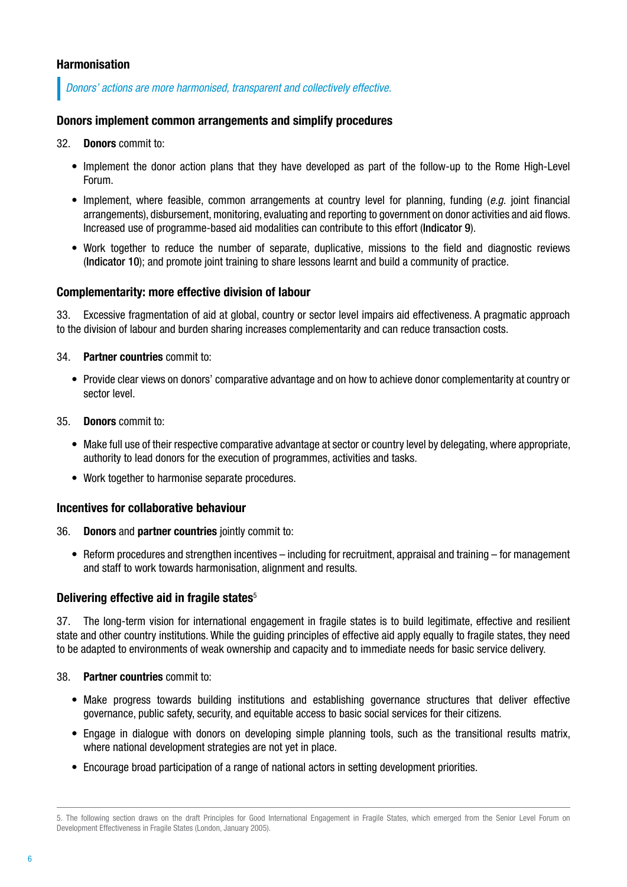## Harmonisation

*Donors' actions are more harmonised, transparent and collectively effective.*

### Donors implement common arrangements and simplify procedures

32. **Donors** commit to:

- Implement the donor action plans that they have developed as part of the follow-up to the Rome High-Level Forum.
- Implement, where feasible, common arrangements at country level for planning, funding (*e.g.* joint financial arrangements), disbursement, monitoring, evaluating and reporting to government on donor activities and aid flows. Increased use of programme-based aid modalities can contribute to this effort (**Indicator 9**).
- Work together to reduce the number of separate, duplicative, missions to the field and diagnostic reviews (**Indicator 10**); and promote joint training to share lessons learnt and build a community of practice.

### Complementarity: more effective division of labour

33. Excessive fragmentation of aid at global, country or sector level impairs aid effectiveness. A pragmatic approach to the division of labour and burden sharing increases complementarity and can reduce transaction costs.

34. **Partner countries** commit to:

- Provide clear views on donors' comparative advantage and on how to achieve donor complementarity at country or sector level.

35. **Donors** commit to:

- Make full use of their respective comparative advantage at sector or country level by delegating, where appropriate, authority to lead donors for the execution of programmes, activities and tasks.
- Work together to harmonise separate procedures.

### Incentives for collaborative behaviour

36. **Donors** and **partner countries** jointly commit to:

- Reform procedures and strengthen incentives – including for recruitment, appraisal and training – for management and staff to work towards harmonisation, alignment and results.

### Delivering effective aid in fragile states[5]

37. The long-term vision for international engagement in fragile states is to build legitimate, effective and resilient state and other country institutions. While the guiding principles of effective aid apply equally to fragile states, they need to be adapted to environments of weak ownership and capacity and to immediate needs for basic service delivery.

38. **Partner countries** commit to:

- Make progress towards building institutions and establishing governance structures that deliver effective governance, public safety, security, and equitable access to basic social services for their citizens.
- Engage in dialogue with donors on developing simple planning tools, such as the transitional results matrix, where national development strategies are not yet in place.
- Encourage broad participation of a range of national actors in setting development priorities.

---

5. The following section draws on the draft Principles for Good International Engagement in Fragile States, which emerged from the Senior Level Forum on Development Effectiveness in Fragile States (London, January 2005).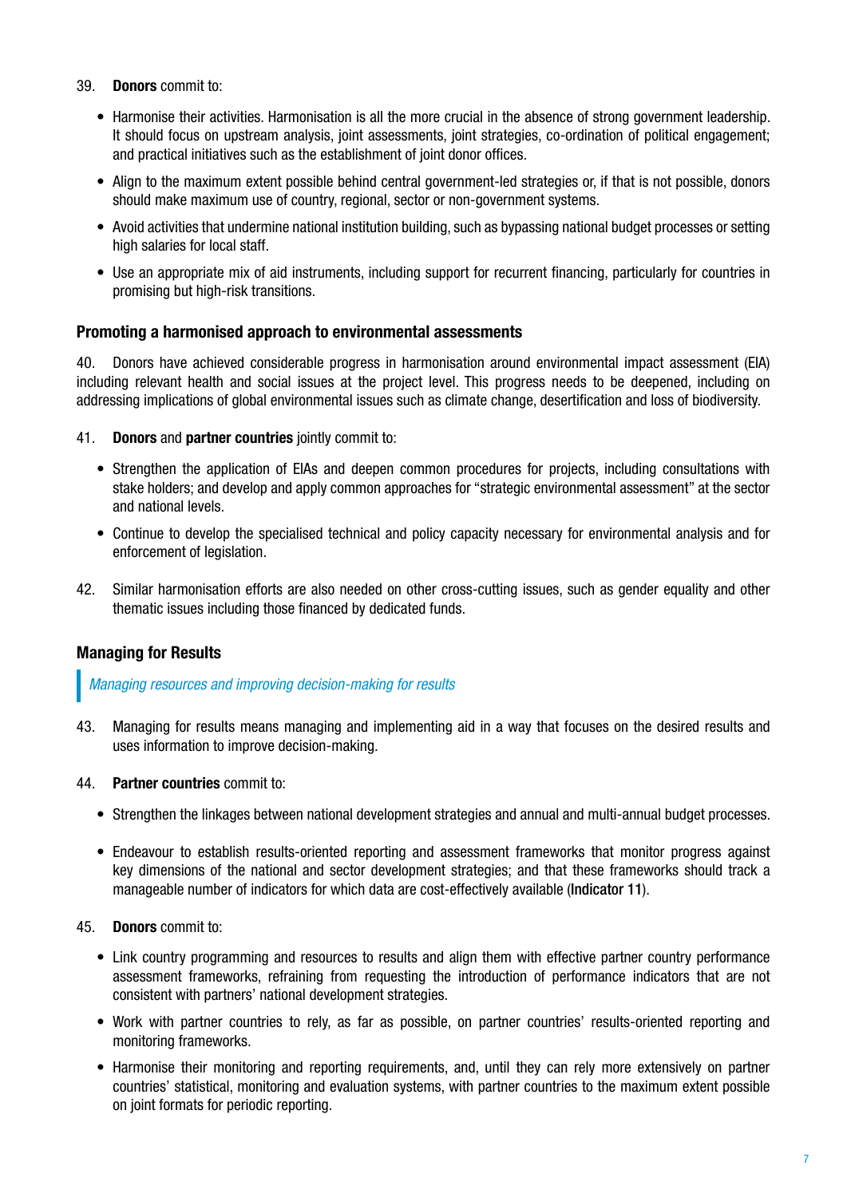39. **Donors** commit to:

- Harmonise their activities. Harmonisation is all the more crucial in the absence of strong government leadership. It should focus on upstream analysis, joint assessments, joint strategies, co-ordination of political engagement; and practical initiatives such as the establishment of joint donor offices.
- Align to the maximum extent possible behind central government-led strategies or, if that is not possible, donors should make maximum use of country, regional, sector or non-government systems.
- Avoid activities that undermine national institution building, such as bypassing national budget processes or setting high salaries for local staff.
- Use an appropriate mix of aid instruments, including support for recurrent financing, particularly for countries in promising but high-risk transitions.

### Promoting a harmonised approach to environmental assessments

40. Donors have achieved considerable progress in harmonisation around environmental impact assessment (EIA) including relevant health and social issues at the project level. This progress needs to be deepened, including on addressing implications of global environmental issues such as climate change, desertification and loss of biodiversity.

41. **Donors** and **partner countries** jointly commit to:

- Strengthen the application of EIAs and deepen common procedures for projects, including consultations with stake holders; and develop and apply common approaches for "strategic environmental assessment" at the sector and national levels.
- Continue to develop the specialised technical and policy capacity necessary for environmental analysis and for enforcement of legislation.

42. Similar harmonisation efforts are also needed on other cross-cutting issues, such as gender equality and other thematic issues including those financed by dedicated funds.

## Managing for Results

*Managing resources and improving decision-making for results*

43. Managing for results means managing and implementing aid in a way that focuses on the desired results and uses information to improve decision-making.

44. **Partner countries** commit to:

- Strengthen the linkages between national development strategies and annual and multi-annual budget processes.
- Endeavour to establish results-oriented reporting and assessment frameworks that monitor progress against key dimensions of the national and sector development strategies; and that these frameworks should track a manageable number of indicators for which data are cost-effectively available (Indicator 11).

45. **Donors** commit to:

- Link country programming and resources to results and align them with effective partner country performance assessment frameworks, refraining from requesting the introduction of performance indicators that are not consistent with partners' national development strategies.
- Work with partner countries to rely, as far as possible, on partner countries' results-oriented reporting and monitoring frameworks.
- Harmonise their monitoring and reporting requirements, and, until they can rely more extensively on partner countries' statistical, monitoring and evaluation systems, with partner countries to the maximum extent possible on joint formats for periodic reporting.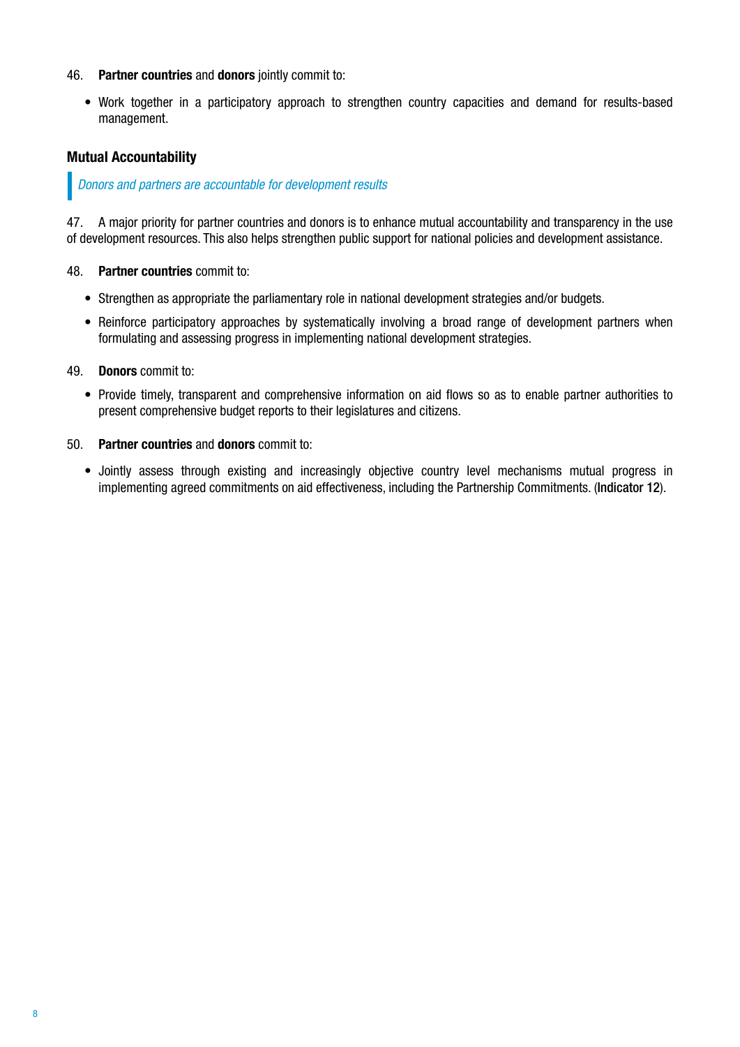46. **Partner countries** and **donors** jointly commit to:

- Work together in a participatory approach to strengthen country capacities and demand for results-based management.

### Mutual Accountability

> *Donors and partners are accountable for development results*

47. A major priority for partner countries and donors is to enhance mutual accountability and transparency in the use of development resources. This also helps strengthen public support for national policies and development assistance.

48. **Partner countries** commit to:

- Strengthen as appropriate the parliamentary role in national development strategies and/or budgets.
- Reinforce participatory approaches by systematically involving a broad range of development partners when formulating and assessing progress in implementing national development strategies.

49. **Donors** commit to:

- Provide timely, transparent and comprehensive information on aid flows so as to enable partner authorities to present comprehensive budget reports to their legislatures and citizens.

50. **Partner countries** and **donors** commit to:

- Jointly assess through existing and increasingly objective country level mechanisms mutual progress in implementing agreed commitments on aid effectiveness, including the Partnership Commitments. (**Indicator 12**).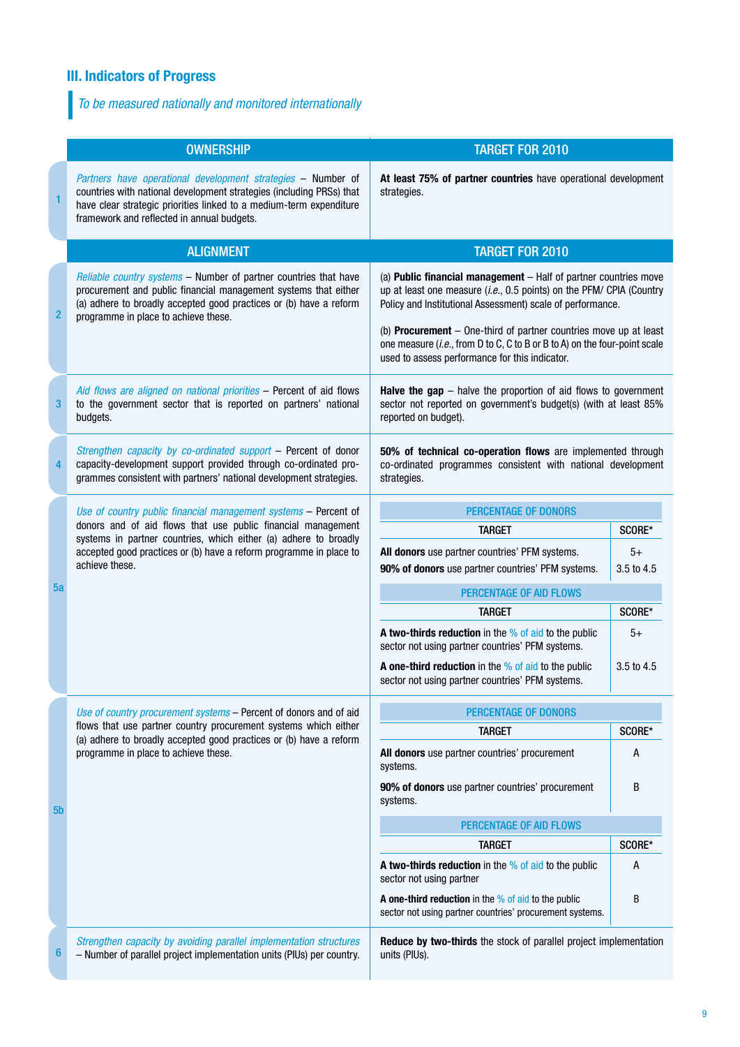## III. Indicators of Progress

*To be measured nationally and monitored internationally*

| | OWNERSHIP | TARGET FOR 2010 |
|---|---|---|
| 1 | *Partners have operational development strategies* – Number of countries with national development strategies (including PRSs) that have clear strategic priorities linked to a medium-term expenditure framework and reflected in annual budgets. | **At least 75% of partner countries** have operational development strategies. |
| | **ALIGNMENT** | **TARGET FOR 2010** |
| 2 | *Reliable country systems* – Number of partner countries that have procurement and public financial management systems that either (a) adhere to broadly accepted good practices or (b) have a reform programme in place to achieve these. | (a) **Public financial management** – Half of partner countries move up at least one measure (*i.e.*, 0.5 points) on the PFM/ CPIA (Country Policy and Institutional Assessment) scale of performance.<br><br>(b) **Procurement** – One-third of partner countries move up at least one measure (*i.e.*, from D to C, C to B or B to A) on the four-point scale used to assess performance for this indicator. |
| 3 | *Aid flows are aligned on national priorities* – Percent of aid flows to the government sector that is reported on partners' national budgets. | **Halve the gap** – halve the proportion of aid flows to government sector not reported on government's budget(s) (with at least 85% reported on budget). |
| 4 | *Strengthen capacity by co-ordinated support* – Percent of donor capacity-development support provided through co-ordinated programmes consistent with partners' national development strategies. | **50% of technical co-operation flows** are implemented through co-ordinated programmes consistent with national development strategies. |
| 5a | *Use of country public financial management systems* – Percent of donors and of aid flows that use public financial management systems in partner countries, which either (a) adhere to broadly accepted good practices or (b) have a reform programme in place to achieve these. | See table 5a below. |
| 5b | *Use of country procurement systems* – Percent of donors and of aid flows that use partner country procurement systems which either (a) adhere to broadly accepted good practices or (b) have a reform programme in place to achieve these. | See table 5b below. |
| 6 | *Strengthen capacity by avoiding parallel implementation structures* – Number of parallel project implementation units (PIUs) per country. | **Reduce by two-thirds** the stock of parallel project implementation units (PIUs). |

**5a – PERCENTAGE OF DONORS**

| TARGET | SCORE* |
|---|---|
| **All donors** use partner countries' PFM systems. | 5+ |
| **90% of donors** use partner countries' PFM systems. | 3.5 to 4.5 |

**5a – PERCENTAGE OF AID FLOWS**

| TARGET | SCORE* |
|---|---|
| **A two-thirds reduction** in the % of aid to the public sector not using partner countries' PFM systems. | 5+ |
| **A one-third reduction** in the % of aid to the public sector not using partner countries' PFM systems. | 3.5 to 4.5 |

**5b – PERCENTAGE OF DONORS**

| TARGET | SCORE* |
|---|---|
| **All donors** use partner countries' procurement systems. | A |
| **90% of donors** use partner countries' procurement systems. | B |

**5b – PERCENTAGE OF AID FLOWS**

| TARGET | SCORE* |
|---|---|
| **A two-thirds reduction** in the % of aid to the public sector not using partner | A |
| **A one-third reduction** in the % of aid to the public sector not using partner countries' procurement systems. | B |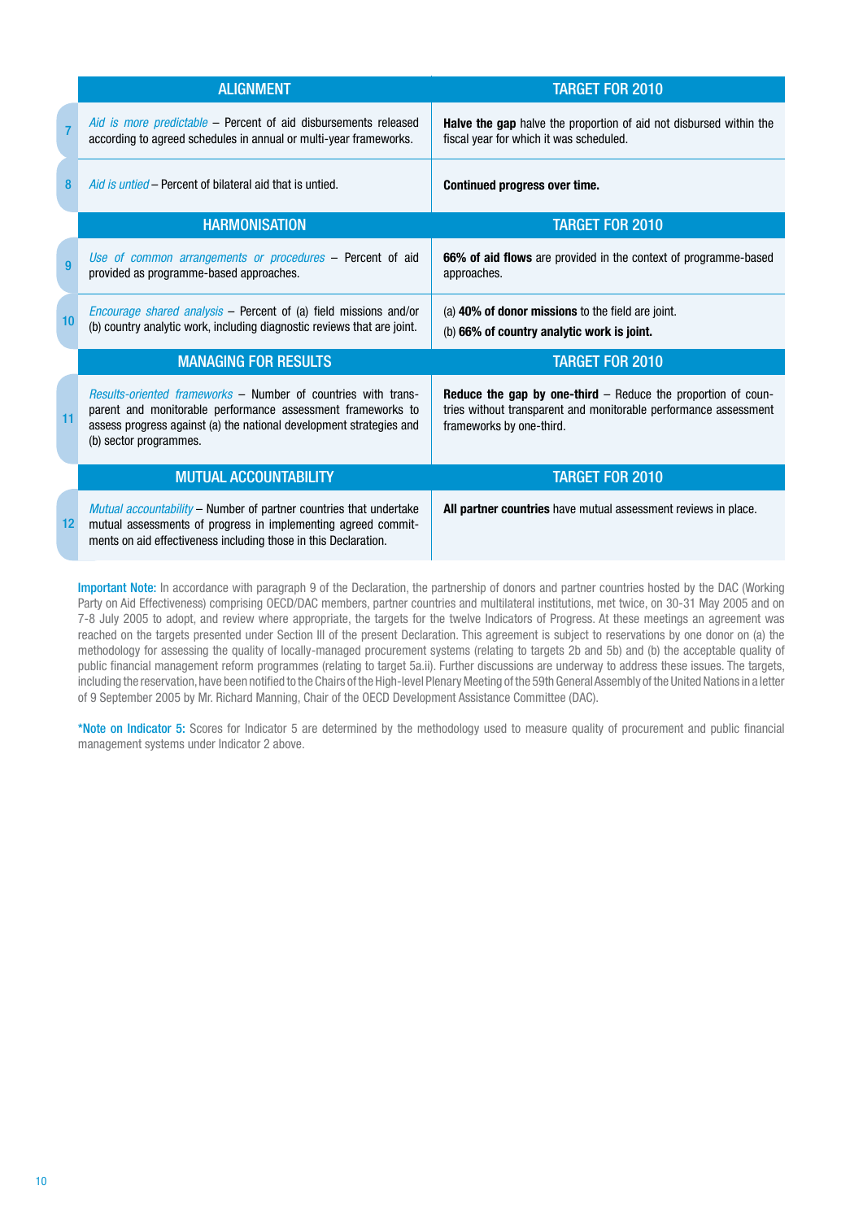| | ALIGNMENT | TARGET FOR 2010 |
|---|---|---|
| 7 | *Aid is more predictable* – Percent of aid disbursements released according to agreed schedules in annual or multi-year frameworks. | **Halve the gap** halve the proportion of aid not disbursed within the fiscal year for which it was scheduled. |
| 8 | *Aid is untied* – Percent of bilateral aid that is untied. | **Continued progress over time.** |
| | **HARMONISATION** | **TARGET FOR 2010** |
| 9 | *Use of common arrangements or procedures* – Percent of aid provided as programme-based approaches. | **66% of aid flows** are provided in the context of programme-based approaches. |
| 10 | *Encourage shared analysis* – Percent of (a) field missions and/or (b) country analytic work, including diagnostic reviews that are joint. | (a) **40% of donor missions** to the field are joint.<br>(b) **66% of country analytic work is joint.** |
| | **MANAGING FOR RESULTS** | **TARGET FOR 2010** |
| 11 | *Results-oriented frameworks* – Number of countries with transparent and monitorable performance assessment frameworks to assess progress against (a) the national development strategies and (b) sector programmes. | **Reduce the gap by one-third** – Reduce the proportion of countries without transparent and monitorable performance assessment frameworks by one-third. |
| | **MUTUAL ACCOUNTABILITY** | **TARGET FOR 2010** |
| 12 | *Mutual accountability* – Number of partner countries that undertake mutual assessments of progress in implementing agreed commitments on aid effectiveness including those in this Declaration. | **All partner countries** have mutual assessment reviews in place. |

**Important Note:** In accordance with paragraph 9 of the Declaration, the partnership of donors and partner countries hosted by the DAC (Working Party on Aid Effectiveness) comprising OECD/DAC members, partner countries and multilateral institutions, met twice, on 30-31 May 2005 and on 7-8 July 2005 to adopt, and review where appropriate, the targets for the twelve Indicators of Progress. At these meetings an agreement was reached on the targets presented under Section III of the present Declaration. This agreement is subject to reservations by one donor on (a) the methodology for assessing the quality of locally-managed procurement systems (relating to targets 2b and 5b) and (b) the acceptable quality of public financial management reform programmes (relating to target 5a.ii). Further discussions are underway to address these issues. The targets, including the reservation, have been notified to the Chairs of the High-level Plenary Meeting of the 59th General Assembly of the United Nations in a letter of 9 September 2005 by Mr. Richard Manning, Chair of the OECD Development Assistance Committee (DAC).

**\*Note on Indicator 5:** Scores for Indicator 5 are determined by the methodology used to measure quality of procurement and public financial management systems under Indicator 2 above.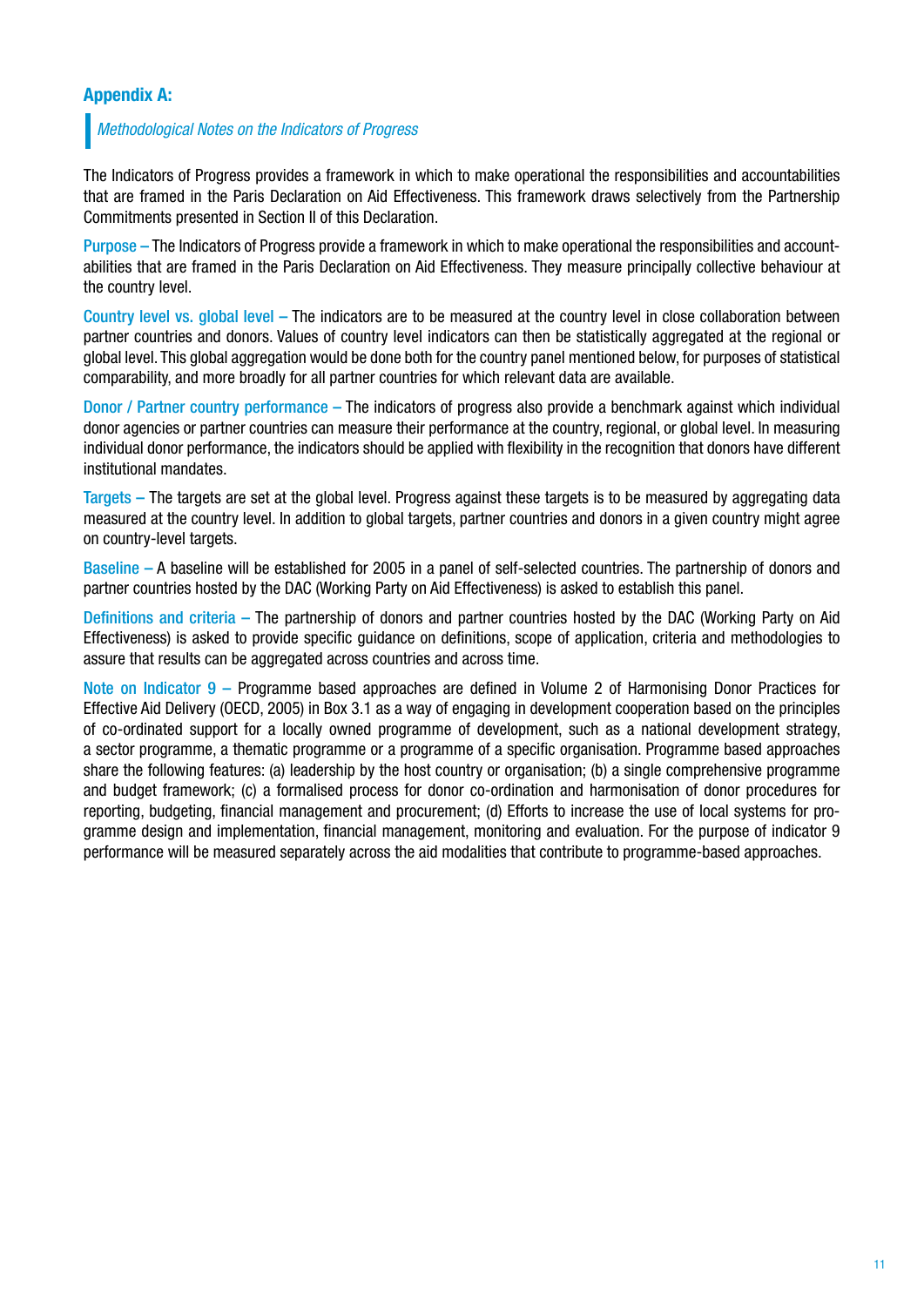## Appendix A:

*Methodological Notes on the Indicators of Progress*

The Indicators of Progress provides a framework in which to make operational the responsibilities and accountabilities that are framed in the Paris Declaration on Aid Effectiveness. This framework draws selectively from the Partnership Commitments presented in Section II of this Declaration.

**Purpose –** The Indicators of Progress provide a framework in which to make operational the responsibilities and accountabilities that are framed in the Paris Declaration on Aid Effectiveness. They measure principally collective behaviour at the country level.

**Country level vs. global level –** The indicators are to be measured at the country level in close collaboration between partner countries and donors. Values of country level indicators can then be statistically aggregated at the regional or global level. This global aggregation would be done both for the country panel mentioned below, for purposes of statistical comparability, and more broadly for all partner countries for which relevant data are available.

**Donor / Partner country performance –** The indicators of progress also provide a benchmark against which individual donor agencies or partner countries can measure their performance at the country, regional, or global level. In measuring individual donor performance, the indicators should be applied with flexibility in the recognition that donors have different institutional mandates.

**Targets –** The targets are set at the global level. Progress against these targets is to be measured by aggregating data measured at the country level. In addition to global targets, partner countries and donors in a given country might agree on country-level targets.

**Baseline –** A baseline will be established for 2005 in a panel of self-selected countries. The partnership of donors and partner countries hosted by the DAC (Working Party on Aid Effectiveness) is asked to establish this panel.

**Definitions and criteria –** The partnership of donors and partner countries hosted by the DAC (Working Party on Aid Effectiveness) is asked to provide specific guidance on definitions, scope of application, criteria and methodologies to assure that results can be aggregated across countries and across time.

**Note on Indicator 9 –** Programme based approaches are defined in Volume 2 of Harmonising Donor Practices for Effective Aid Delivery (OECD, 2005) in Box 3.1 as a way of engaging in development cooperation based on the principles of co-ordinated support for a locally owned programme of development, such as a national development strategy, a sector programme, a thematic programme or a programme of a specific organisation. Programme based approaches share the following features: (a) leadership by the host country or organisation; (b) a single comprehensive programme and budget framework; (c) a formalised process for donor co-ordination and harmonisation of donor procedures for reporting, budgeting, financial management and procurement; (d) Efforts to increase the use of local systems for programme design and implementation, financial management, monitoring and evaluation. For the purpose of indicator 9 performance will be measured separately across the aid modalities that contribute to programme-based approaches.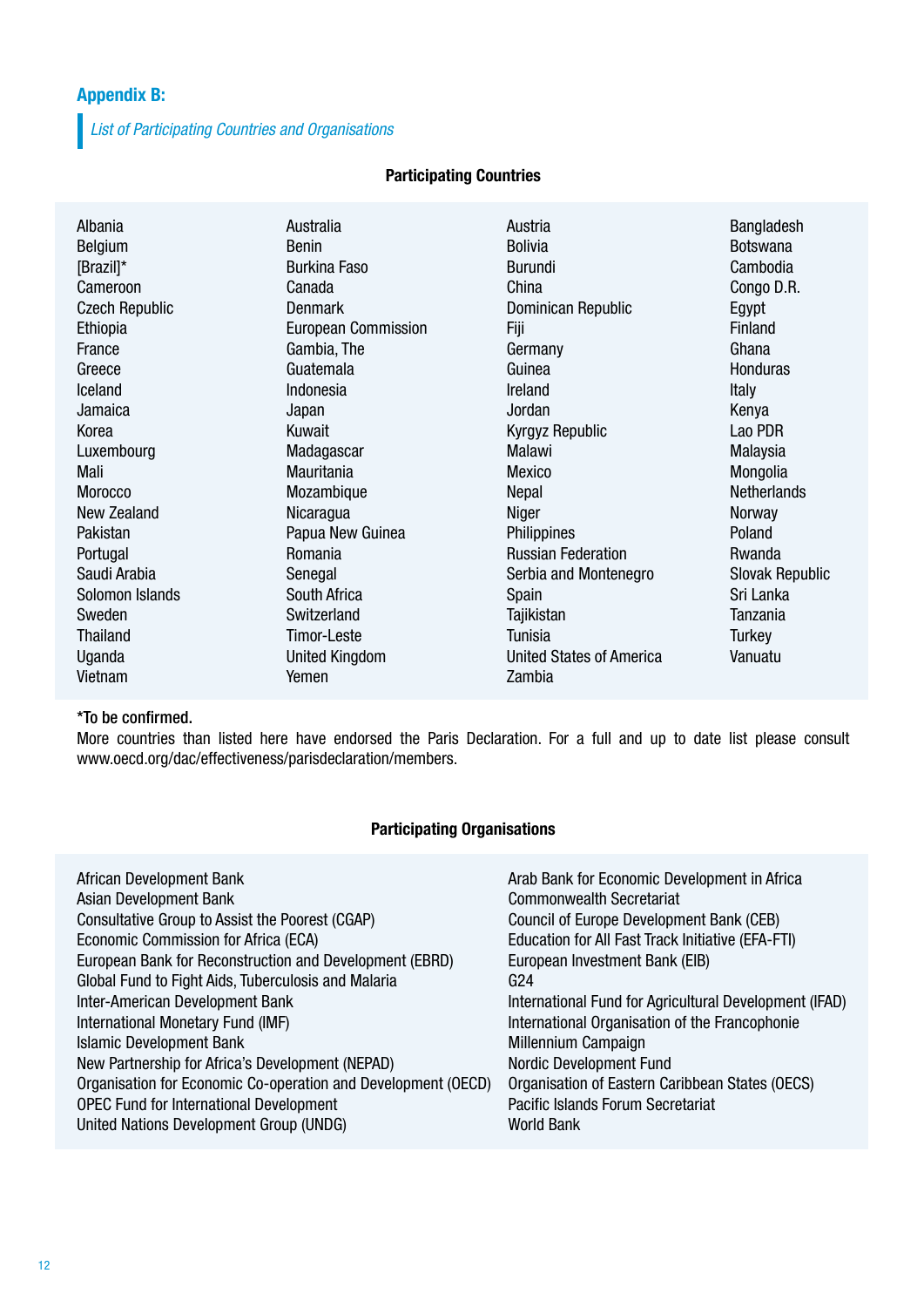## Appendix B:

*List of Participating Countries and Organisations*

**Participating Countries**

| | | | |
|---|---|---|---|
| Albania | Australia | Austria | Bangladesh |
| Belgium | Benin | Bolivia | Botswana |
| [Brazil]* | Burkina Faso | Burundi | Cambodia |
| Cameroon | Canada | China | Congo D.R. |
| Czech Republic | Denmark | Dominican Republic | Egypt |
| Ethiopia | European Commission | Fiji | Finland |
| France | Gambia, The | Germany | Ghana |
| Greece | Guatemala | Guinea | Honduras |
| Iceland | Indonesia | Ireland | Italy |
| Jamaica | Japan | Jordan | Kenya |
| Korea | Kuwait | Kyrgyz Republic | Lao PDR |
| Luxembourg | Madagascar | Malawi | Malaysia |
| Mali | Mauritania | Mexico | Mongolia |
| Morocco | Mozambique | Nepal | Netherlands |
| New Zealand | Nicaragua | Niger | Norway |
| Pakistan | Papua New Guinea | Philippines | Poland |
| Portugal | Romania | Russian Federation | Rwanda |
| Saudi Arabia | Senegal | Serbia and Montenegro | Slovak Republic |
| Solomon Islands | South Africa | Spain | Sri Lanka |
| Sweden | Switzerland | Tajikistan | Tanzania |
| Thailand | Timor-Leste | Tunisia | Turkey |
| Uganda | United Kingdom | United States of America | Vanuatu |
| Vietnam | Yemen | Zambia | |

*To be confirmed.

More countries than listed here have endorsed the Paris Declaration. For a full and up to date list please consult www.oecd.org/dac/effectiveness/parisdeclaration/members.

**Participating Organisations**

| | |
|---|---|
| African Development Bank | Arab Bank for Economic Development in Africa |
| Asian Development Bank | Commonwealth Secretariat |
| Consultative Group to Assist the Poorest (CGAP) | Council of Europe Development Bank (CEB) |
| Economic Commission for Africa (ECA) | Education for All Fast Track Initiative (EFA-FTI) |
| European Bank for Reconstruction and Development (EBRD) | European Investment Bank (EIB) |
| Global Fund to Fight Aids, Tuberculosis and Malaria | G24 |
| Inter-American Development Bank | International Fund for Agricultural Development (IFAD) |
| International Monetary Fund (IMF) | International Organisation of the Francophonie |
| Islamic Development Bank | Millennium Campaign |
| New Partnership for Africa's Development (NEPAD) | Nordic Development Fund |
| Organisation for Economic Co-operation and Development (OECD) | Organisation of Eastern Caribbean States (OECS) |
| OPEC Fund for International Development | Pacific Islands Forum Secretariat |
| United Nations Development Group (UNDG) | World Bank |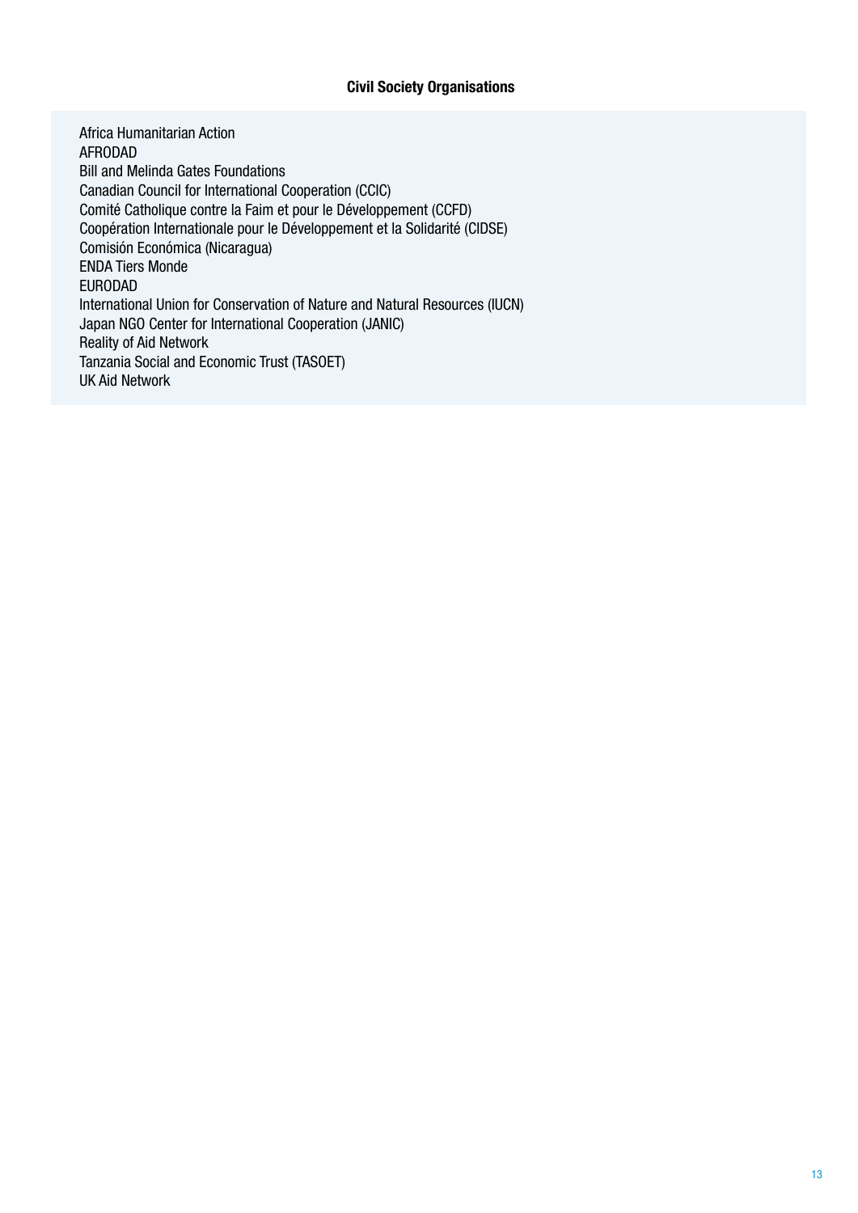**Civil Society Organisations**

Africa Humanitarian Action
AFRODAD
Bill and Melinda Gates Foundations
Canadian Council for International Cooperation (CCIC)
Comité Catholique contre la Faim et pour le Développement (CCFD)
Coopération Internationale pour le Développement et la Solidarité (CIDSE)
Comisión Económica (Nicaragua)
ENDA Tiers Monde
EURODAD
International Union for Conservation of Nature and Natural Resources (IUCN)
Japan NGO Center for International Cooperation (JANIC)
Reality of Aid Network
Tanzania Social and Economic Trust (TASOET)
UK Aid Network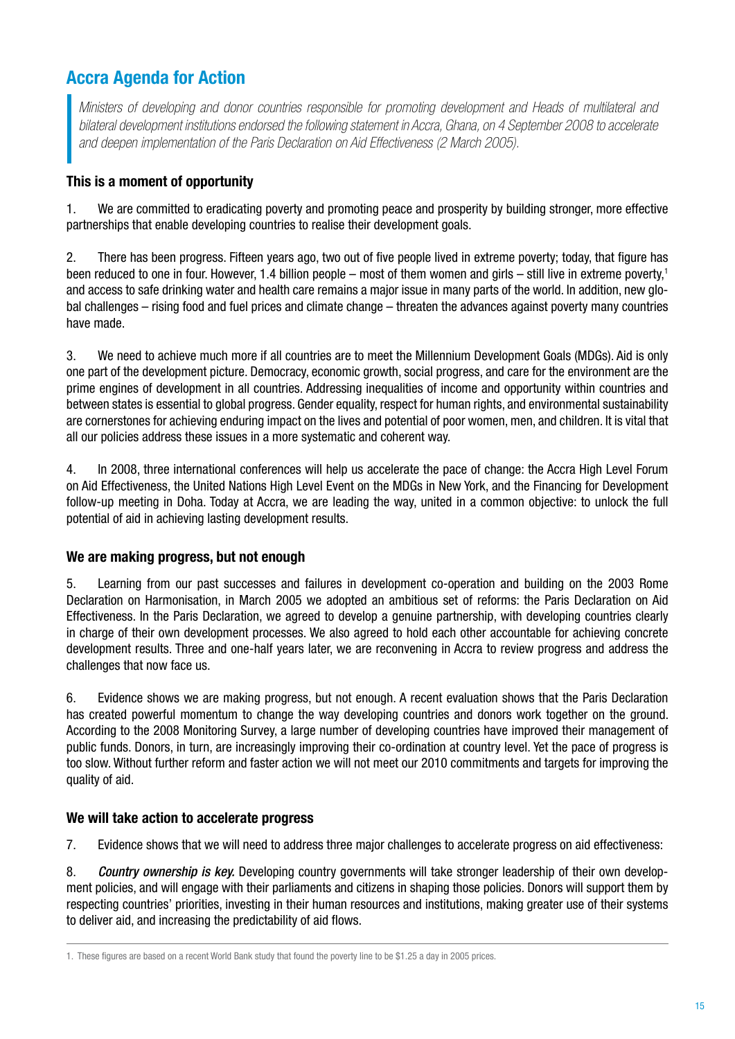## Accra Agenda for Action

*Ministers of developing and donor countries responsible for promoting development and Heads of multilateral and bilateral development institutions endorsed the following statement in Accra, Ghana, on 4 September 2008 to accelerate and deepen implementation of the Paris Declaration on Aid Effectiveness (2 March 2005).*

### This is a moment of opportunity

1. We are committed to eradicating poverty and promoting peace and prosperity by building stronger, more effective partnerships that enable developing countries to realise their development goals.

2. There has been progress. Fifteen years ago, two out of five people lived in extreme poverty; today, that figure has been reduced to one in four. However, 1.4 billion people – most of them women and girls – still live in extreme poverty,[1] and access to safe drinking water and health care remains a major issue in many parts of the world. In addition, new global challenges – rising food and fuel prices and climate change – threaten the advances against poverty many countries have made.

3. We need to achieve much more if all countries are to meet the Millennium Development Goals (MDGs). Aid is only one part of the development picture. Democracy, economic growth, social progress, and care for the environment are the prime engines of development in all countries. Addressing inequalities of income and opportunity within countries and between states is essential to global progress. Gender equality, respect for human rights, and environmental sustainability are cornerstones for achieving enduring impact on the lives and potential of poor women, men, and children. It is vital that all our policies address these issues in a more systematic and coherent way.

4. In 2008, three international conferences will help us accelerate the pace of change: the Accra High Level Forum on Aid Effectiveness, the United Nations High Level Event on the MDGs in New York, and the Financing for Development follow-up meeting in Doha. Today at Accra, we are leading the way, united in a common objective: to unlock the full potential of aid in achieving lasting development results.

### We are making progress, but not enough

5. Learning from our past successes and failures in development co-operation and building on the 2003 Rome Declaration on Harmonisation, in March 2005 we adopted an ambitious set of reforms: the Paris Declaration on Aid Effectiveness. In the Paris Declaration, we agreed to develop a genuine partnership, with developing countries clearly in charge of their own development processes. We also agreed to hold each other accountable for achieving concrete development results. Three and one-half years later, we are reconvening in Accra to review progress and address the challenges that now face us.

6. Evidence shows we are making progress, but not enough. A recent evaluation shows that the Paris Declaration has created powerful momentum to change the way developing countries and donors work together on the ground. According to the 2008 Monitoring Survey, a large number of developing countries have improved their management of public funds. Donors, in turn, are increasingly improving their co-ordination at country level. Yet the pace of progress is too slow. Without further reform and faster action we will not meet our 2010 commitments and targets for improving the quality of aid.

### We will take action to accelerate progress

7. Evidence shows that we will need to address three major challenges to accelerate progress on aid effectiveness:

8. *Country ownership is key.* Developing country governments will take stronger leadership of their own development policies, and will engage with their parliaments and citizens in shaping those policies. Donors will support them by respecting countries' priorities, investing in their human resources and institutions, making greater use of their systems to deliver aid, and increasing the predictability of aid flows.

---

1. These figures are based on a recent World Bank study that found the poverty line to be $1.25 a day in 2005 prices.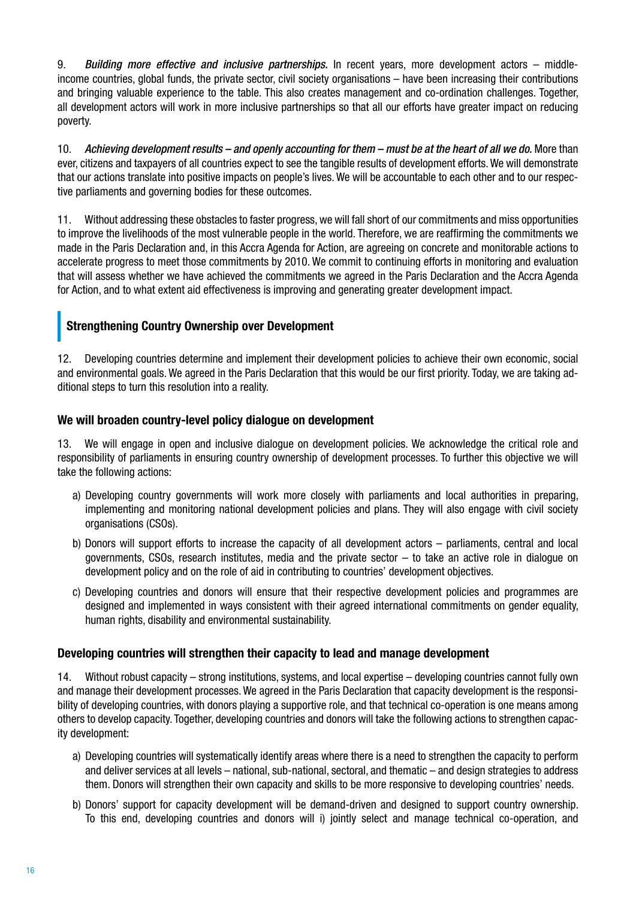9. *Building more effective and inclusive partnerships.* In recent years, more development actors – middle-income countries, global funds, the private sector, civil society organisations – have been increasing their contributions and bringing valuable experience to the table. This also creates management and co-ordination challenges. Together, all development actors will work in more inclusive partnerships so that all our efforts have greater impact on reducing poverty.

10. *Achieving development results – and openly accounting for them – must be at the heart of all we do.* More than ever, citizens and taxpayers of all countries expect to see the tangible results of development efforts. We will demonstrate that our actions translate into positive impacts on people's lives. We will be accountable to each other and to our respective parliaments and governing bodies for these outcomes.

11. Without addressing these obstacles to faster progress, we will fall short of our commitments and miss opportunities to improve the livelihoods of the most vulnerable people in the world. Therefore, we are reaffirming the commitments we made in the Paris Declaration and, in this Accra Agenda for Action, are agreeing on concrete and monitorable actions to accelerate progress to meet those commitments by 2010. We commit to continuing efforts in monitoring and evaluation that will assess whether we have achieved the commitments we agreed in the Paris Declaration and the Accra Agenda for Action, and to what extent aid effectiveness is improving and generating greater development impact.

## Strengthening Country Ownership over Development

12. Developing countries determine and implement their development policies to achieve their own economic, social and environmental goals. We agreed in the Paris Declaration that this would be our first priority. Today, we are taking additional steps to turn this resolution into a reality.

### We will broaden country-level policy dialogue on development

13. We will engage in open and inclusive dialogue on development policies. We acknowledge the critical role and responsibility of parliaments in ensuring country ownership of development processes. To further this objective we will take the following actions:

a) Developing country governments will work more closely with parliaments and local authorities in preparing, implementing and monitoring national development policies and plans. They will also engage with civil society organisations (CSOs).

b) Donors will support efforts to increase the capacity of all development actors – parliaments, central and local governments, CSOs, research institutes, media and the private sector – to take an active role in dialogue on development policy and on the role of aid in contributing to countries' development objectives.

c) Developing countries and donors will ensure that their respective development policies and programmes are designed and implemented in ways consistent with their agreed international commitments on gender equality, human rights, disability and environmental sustainability.

### Developing countries will strengthen their capacity to lead and manage development

14. Without robust capacity – strong institutions, systems, and local expertise – developing countries cannot fully own and manage their development processes. We agreed in the Paris Declaration that capacity development is the responsibility of developing countries, with donors playing a supportive role, and that technical co-operation is one means among others to develop capacity. Together, developing countries and donors will take the following actions to strengthen capacity development:

a) Developing countries will systematically identify areas where there is a need to strengthen the capacity to perform and deliver services at all levels – national, sub-national, sectoral, and thematic – and design strategies to address them. Donors will strengthen their own capacity and skills to be more responsive to developing countries' needs.

b) Donors' support for capacity development will be demand-driven and designed to support country ownership. To this end, developing countries and donors will i) jointly select and manage technical co-operation, and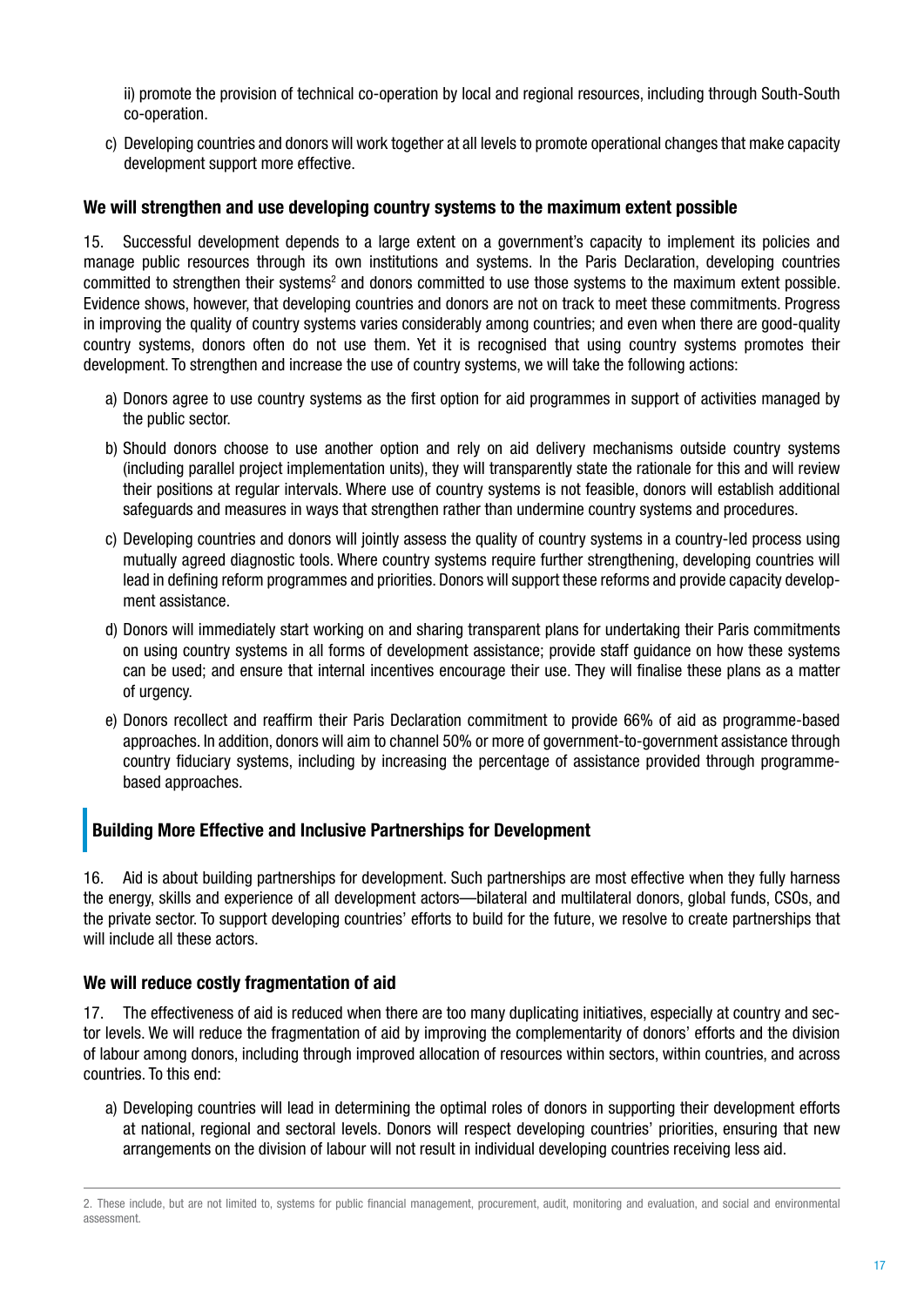ii) promote the provision of technical co-operation by local and regional resources, including through South-South co-operation.

c) Developing countries and donors will work together at all levels to promote operational changes that make capacity development support more effective.

### We will strengthen and use developing country systems to the maximum extent possible

15. Successful development depends to a large extent on a government's capacity to implement its policies and manage public resources through its own institutions and systems. In the Paris Declaration, developing countries committed to strengthen their systems[2] and donors committed to use those systems to the maximum extent possible. Evidence shows, however, that developing countries and donors are not on track to meet these commitments. Progress in improving the quality of country systems varies considerably among countries; and even when there are good-quality country systems, donors often do not use them. Yet it is recognised that using country systems promotes their development. To strengthen and increase the use of country systems, we will take the following actions:

a) Donors agree to use country systems as the first option for aid programmes in support of activities managed by the public sector.

b) Should donors choose to use another option and rely on aid delivery mechanisms outside country systems (including parallel project implementation units), they will transparently state the rationale for this and will review their positions at regular intervals. Where use of country systems is not feasible, donors will establish additional safeguards and measures in ways that strengthen rather than undermine country systems and procedures.

c) Developing countries and donors will jointly assess the quality of country systems in a country-led process using mutually agreed diagnostic tools. Where country systems require further strengthening, developing countries will lead in defining reform programmes and priorities. Donors will support these reforms and provide capacity development assistance.

d) Donors will immediately start working on and sharing transparent plans for undertaking their Paris commitments on using country systems in all forms of development assistance; provide staff guidance on how these systems can be used; and ensure that internal incentives encourage their use. They will finalise these plans as a matter of urgency.

e) Donors recollect and reaffirm their Paris Declaration commitment to provide 66% of aid as programme-based approaches. In addition, donors will aim to channel 50% or more of government-to-government assistance through country fiduciary systems, including by increasing the percentage of assistance provided through programme-based approaches.

## Building More Effective and Inclusive Partnerships for Development

16. Aid is about building partnerships for development. Such partnerships are most effective when they fully harness the energy, skills and experience of all development actors—bilateral and multilateral donors, global funds, CSOs, and the private sector. To support developing countries' efforts to build for the future, we resolve to create partnerships that will include all these actors.

### We will reduce costly fragmentation of aid

17. The effectiveness of aid is reduced when there are too many duplicating initiatives, especially at country and sector levels. We will reduce the fragmentation of aid by improving the complementarity of donors' efforts and the division of labour among donors, including through improved allocation of resources within sectors, within countries, and across countries. To this end:

a) Developing countries will lead in determining the optimal roles of donors in supporting their development efforts at national, regional and sectoral levels. Donors will respect developing countries' priorities, ensuring that new arrangements on the division of labour will not result in individual developing countries receiving less aid.

---

2. These include, but are not limited to, systems for public financial management, procurement, audit, monitoring and evaluation, and social and environmental assessment.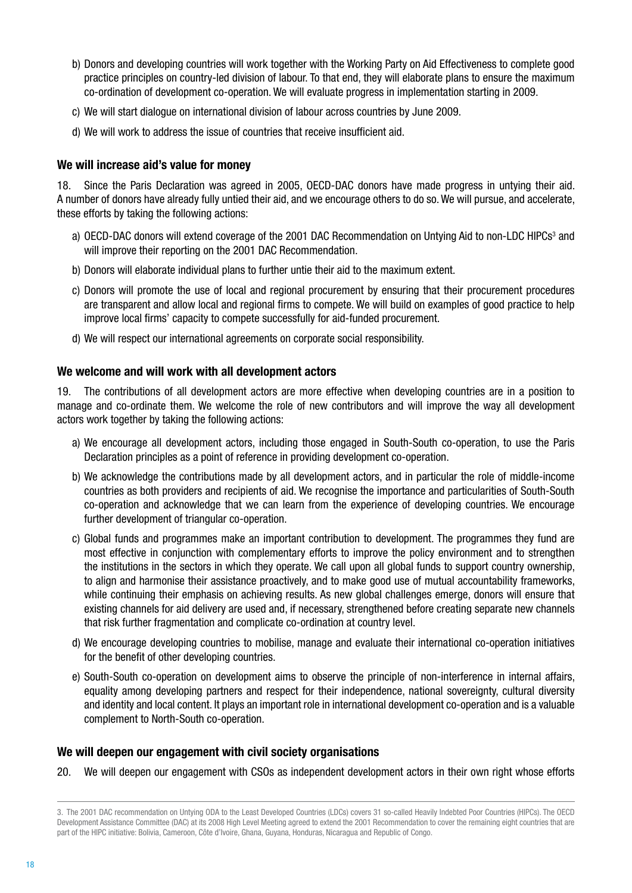b) Donors and developing countries will work together with the Working Party on Aid Effectiveness to complete good practice principles on country-led division of labour. To that end, they will elaborate plans to ensure the maximum co-ordination of development co-operation. We will evaluate progress in implementation starting in 2009.

c) We will start dialogue on international division of labour across countries by June 2009.

d) We will work to address the issue of countries that receive insufficient aid.

### We will increase aid's value for money

18. Since the Paris Declaration was agreed in 2005, OECD-DAC donors have made progress in untying their aid. A number of donors have already fully untied their aid, and we encourage others to do so. We will pursue, and accelerate, these efforts by taking the following actions:

a) OECD-DAC donors will extend coverage of the 2001 DAC Recommendation on Untying Aid to non-LDC HIPCs[3] and will improve their reporting on the 2001 DAC Recommendation.

b) Donors will elaborate individual plans to further untie their aid to the maximum extent.

c) Donors will promote the use of local and regional procurement by ensuring that their procurement procedures are transparent and allow local and regional firms to compete. We will build on examples of good practice to help improve local firms' capacity to compete successfully for aid-funded procurement.

d) We will respect our international agreements on corporate social responsibility.

### We welcome and will work with all development actors

19. The contributions of all development actors are more effective when developing countries are in a position to manage and co-ordinate them. We welcome the role of new contributors and will improve the way all development actors work together by taking the following actions:

a) We encourage all development actors, including those engaged in South-South co-operation, to use the Paris Declaration principles as a point of reference in providing development co-operation.

b) We acknowledge the contributions made by all development actors, and in particular the role of middle-income countries as both providers and recipients of aid. We recognise the importance and particularities of South-South co-operation and acknowledge that we can learn from the experience of developing countries. We encourage further development of triangular co-operation.

c) Global funds and programmes make an important contribution to development. The programmes they fund are most effective in conjunction with complementary efforts to improve the policy environment and to strengthen the institutions in the sectors in which they operate. We call upon all global funds to support country ownership, to align and harmonise their assistance proactively, and to make good use of mutual accountability frameworks, while continuing their emphasis on achieving results. As new global challenges emerge, donors will ensure that existing channels for aid delivery are used and, if necessary, strengthened before creating separate new channels that risk further fragmentation and complicate co-ordination at country level.

d) We encourage developing countries to mobilise, manage and evaluate their international co-operation initiatives for the benefit of other developing countries.

e) South-South co-operation on development aims to observe the principle of non-interference in internal affairs, equality among developing partners and respect for their independence, national sovereignty, cultural diversity and identity and local content. It plays an important role in international development co-operation and is a valuable complement to North-South co-operation.

### We will deepen our engagement with civil society organisations

20. We will deepen our engagement with CSOs as independent development actors in their own right whose efforts

---

3. The 2001 DAC recommendation on Untying ODA to the Least Developed Countries (LDCs) covers 31 so-called Heavily Indebted Poor Countries (HIPCs). The OECD Development Assistance Committee (DAC) at its 2008 High Level Meeting agreed to extend the 2001 Recommendation to cover the remaining eight countries that are part of the HIPC initiative: Bolivia, Cameroon, Côte d'Ivoire, Ghana, Guyana, Honduras, Nicaragua and Republic of Congo.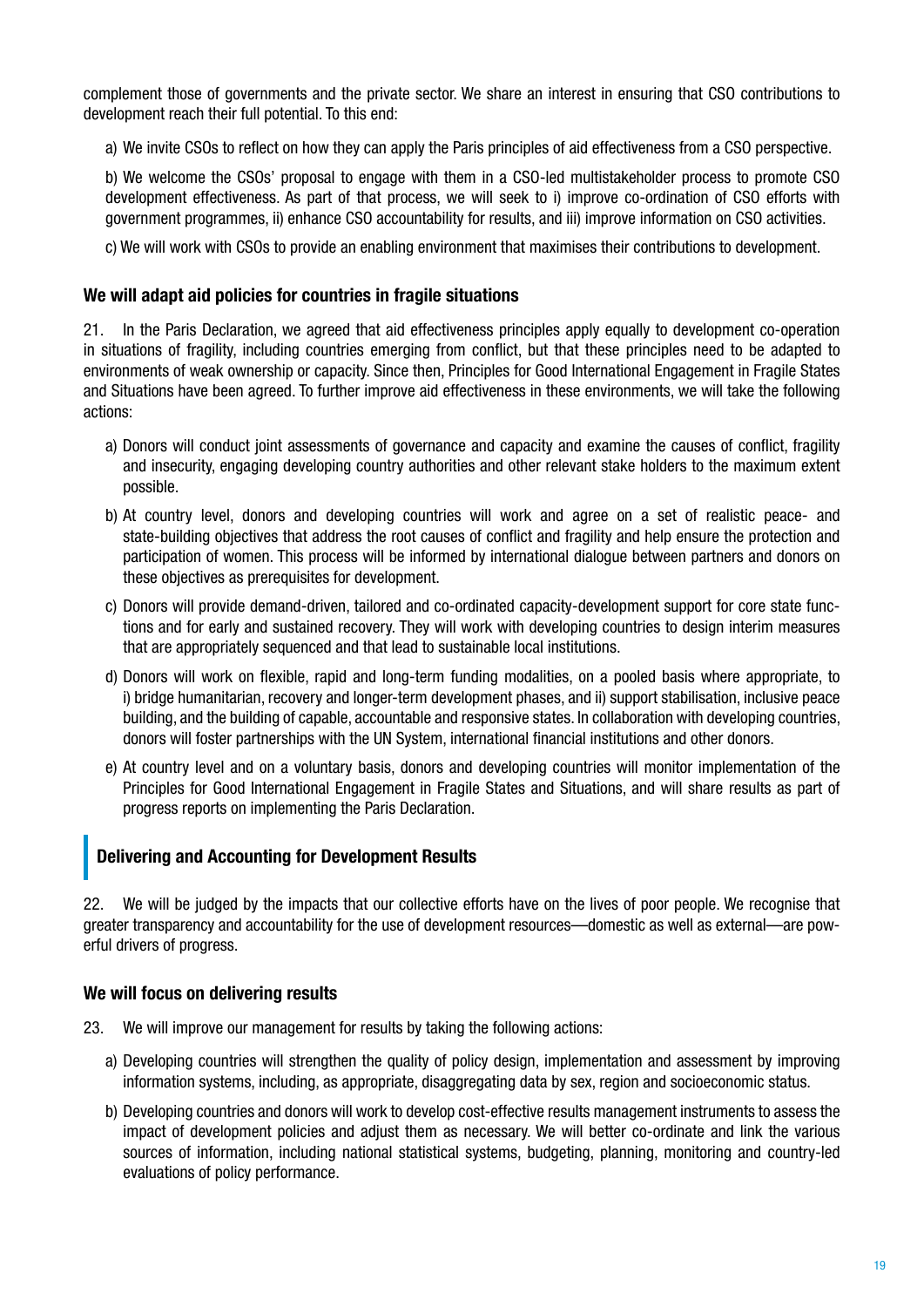complement those of governments and the private sector. We share an interest in ensuring that CSO contributions to development reach their full potential. To this end:

a) We invite CSOs to reflect on how they can apply the Paris principles of aid effectiveness from a CSO perspective.

b) We welcome the CSOs' proposal to engage with them in a CSO-led multistakeholder process to promote CSO development effectiveness. As part of that process, we will seek to i) improve co-ordination of CSO efforts with government programmes, ii) enhance CSO accountability for results, and iii) improve information on CSO activities.

c) We will work with CSOs to provide an enabling environment that maximises their contributions to development.

### We will adapt aid policies for countries in fragile situations

21. In the Paris Declaration, we agreed that aid effectiveness principles apply equally to development co-operation in situations of fragility, including countries emerging from conflict, but that these principles need to be adapted to environments of weak ownership or capacity. Since then, Principles for Good International Engagement in Fragile States and Situations have been agreed. To further improve aid effectiveness in these environments, we will take the following actions:

a) Donors will conduct joint assessments of governance and capacity and examine the causes of conflict, fragility and insecurity, engaging developing country authorities and other relevant stake holders to the maximum extent possible.

b) At country level, donors and developing countries will work and agree on a set of realistic peace- and state-building objectives that address the root causes of conflict and fragility and help ensure the protection and participation of women. This process will be informed by international dialogue between partners and donors on these objectives as prerequisites for development.

c) Donors will provide demand-driven, tailored and co-ordinated capacity-development support for core state functions and for early and sustained recovery. They will work with developing countries to design interim measures that are appropriately sequenced and that lead to sustainable local institutions.

d) Donors will work on flexible, rapid and long-term funding modalities, on a pooled basis where appropriate, to i) bridge humanitarian, recovery and longer-term development phases, and ii) support stabilisation, inclusive peace building, and the building of capable, accountable and responsive states. In collaboration with developing countries, donors will foster partnerships with the UN System, international financial institutions and other donors.

e) At country level and on a voluntary basis, donors and developing countries will monitor implementation of the Principles for Good International Engagement in Fragile States and Situations, and will share results as part of progress reports on implementing the Paris Declaration.

## Delivering and Accounting for Development Results

22. We will be judged by the impacts that our collective efforts have on the lives of poor people. We recognise that greater transparency and accountability for the use of development resources—domestic as well as external—are powerful drivers of progress.

### We will focus on delivering results

23. We will improve our management for results by taking the following actions:

a) Developing countries will strengthen the quality of policy design, implementation and assessment by improving information systems, including, as appropriate, disaggregating data by sex, region and socioeconomic status.

b) Developing countries and donors will work to develop cost-effective results management instruments to assess the impact of development policies and adjust them as necessary. We will better co-ordinate and link the various sources of information, including national statistical systems, budgeting, planning, monitoring and country-led evaluations of policy performance.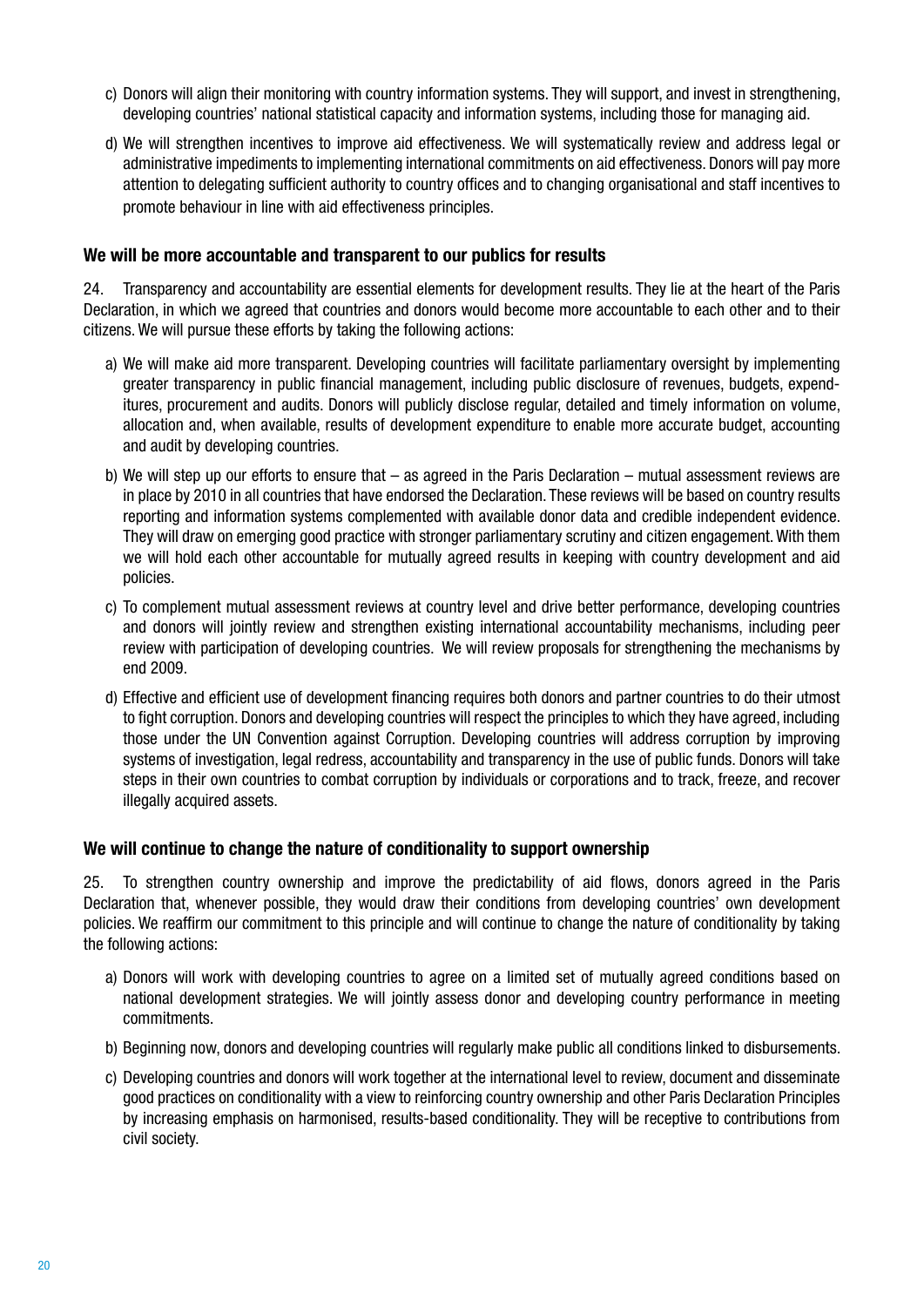c) Donors will align their monitoring with country information systems. They will support, and invest in strengthening, developing countries' national statistical capacity and information systems, including those for managing aid.

d) We will strengthen incentives to improve aid effectiveness. We will systematically review and address legal or administrative impediments to implementing international commitments on aid effectiveness. Donors will pay more attention to delegating sufficient authority to country offices and to changing organisational and staff incentives to promote behaviour in line with aid effectiveness principles.

### We will be more accountable and transparent to our publics for results

24. Transparency and accountability are essential elements for development results. They lie at the heart of the Paris Declaration, in which we agreed that countries and donors would become more accountable to each other and to their citizens. We will pursue these efforts by taking the following actions:

a) We will make aid more transparent. Developing countries will facilitate parliamentary oversight by implementing greater transparency in public financial management, including public disclosure of revenues, budgets, expenditures, procurement and audits. Donors will publicly disclose regular, detailed and timely information on volume, allocation and, when available, results of development expenditure to enable more accurate budget, accounting and audit by developing countries.

b) We will step up our efforts to ensure that – as agreed in the Paris Declaration – mutual assessment reviews are in place by 2010 in all countries that have endorsed the Declaration. These reviews will be based on country results reporting and information systems complemented with available donor data and credible independent evidence. They will draw on emerging good practice with stronger parliamentary scrutiny and citizen engagement. With them we will hold each other accountable for mutually agreed results in keeping with country development and aid policies.

c) To complement mutual assessment reviews at country level and drive better performance, developing countries and donors will jointly review and strengthen existing international accountability mechanisms, including peer review with participation of developing countries. We will review proposals for strengthening the mechanisms by end 2009.

d) Effective and efficient use of development financing requires both donors and partner countries to do their utmost to fight corruption. Donors and developing countries will respect the principles to which they have agreed, including those under the UN Convention against Corruption. Developing countries will address corruption by improving systems of investigation, legal redress, accountability and transparency in the use of public funds. Donors will take steps in their own countries to combat corruption by individuals or corporations and to track, freeze, and recover illegally acquired assets.

### We will continue to change the nature of conditionality to support ownership

25. To strengthen country ownership and improve the predictability of aid flows, donors agreed in the Paris Declaration that, whenever possible, they would draw their conditions from developing countries' own development policies. We reaffirm our commitment to this principle and will continue to change the nature of conditionality by taking the following actions:

a) Donors will work with developing countries to agree on a limited set of mutually agreed conditions based on national development strategies. We will jointly assess donor and developing country performance in meeting commitments.

b) Beginning now, donors and developing countries will regularly make public all conditions linked to disbursements.

c) Developing countries and donors will work together at the international level to review, document and disseminate good practices on conditionality with a view to reinforcing country ownership and other Paris Declaration Principles by increasing emphasis on harmonised, results-based conditionality. They will be receptive to contributions from civil society.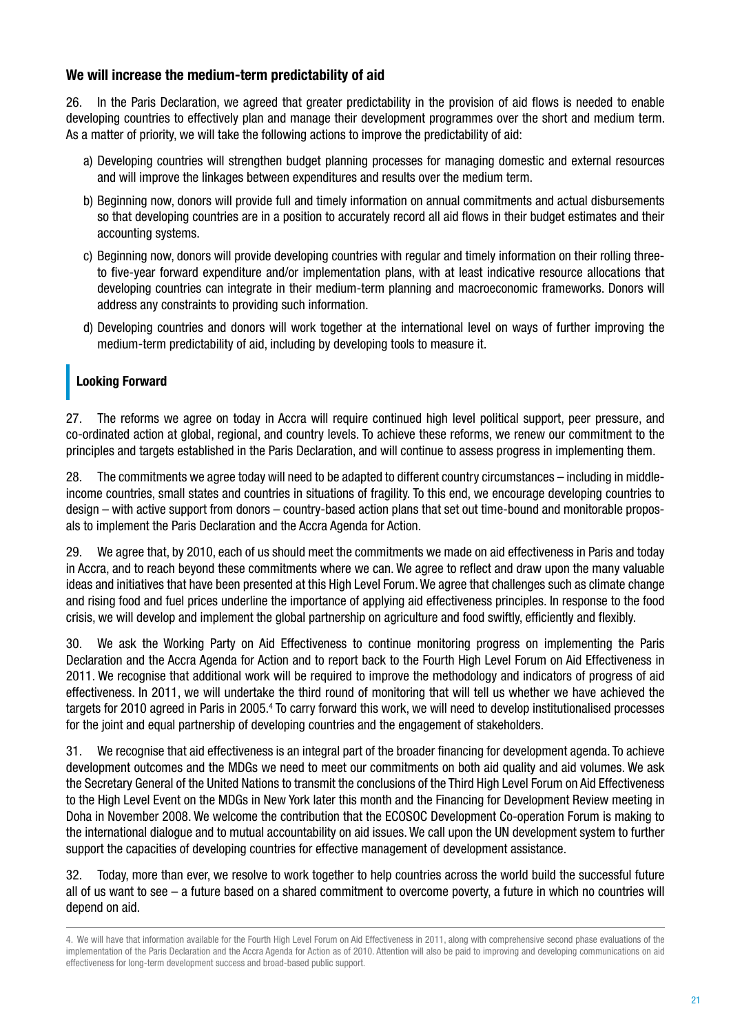### We will increase the medium-term predictability of aid

26. In the Paris Declaration, we agreed that greater predictability in the provision of aid flows is needed to enable developing countries to effectively plan and manage their development programmes over the short and medium term. As a matter of priority, we will take the following actions to improve the predictability of aid:

a) Developing countries will strengthen budget planning processes for managing domestic and external resources and will improve the linkages between expenditures and results over the medium term.

b) Beginning now, donors will provide full and timely information on annual commitments and actual disbursements so that developing countries are in a position to accurately record all aid flows in their budget estimates and their accounting systems.

c) Beginning now, donors will provide developing countries with regular and timely information on their rolling three- to five-year forward expenditure and/or implementation plans, with at least indicative resource allocations that developing countries can integrate in their medium-term planning and macroeconomic frameworks. Donors will address any constraints to providing such information.

d) Developing countries and donors will work together at the international level on ways of further improving the medium-term predictability of aid, including by developing tools to measure it.

## Looking Forward

27. The reforms we agree on today in Accra will require continued high level political support, peer pressure, and co-ordinated action at global, regional, and country levels. To achieve these reforms, we renew our commitment to the principles and targets established in the Paris Declaration, and will continue to assess progress in implementing them.

28. The commitments we agree today will need to be adapted to different country circumstances – including in middle-income countries, small states and countries in situations of fragility. To this end, we encourage developing countries to design – with active support from donors – country-based action plans that set out time-bound and monitorable proposals to implement the Paris Declaration and the Accra Agenda for Action.

29. We agree that, by 2010, each of us should meet the commitments we made on aid effectiveness in Paris and today in Accra, and to reach beyond these commitments where we can. We agree to reflect and draw upon the many valuable ideas and initiatives that have been presented at this High Level Forum. We agree that challenges such as climate change and rising food and fuel prices underline the importance of applying aid effectiveness principles. In response to the food crisis, we will develop and implement the global partnership on agriculture and food swiftly, efficiently and flexibly.

30. We ask the Working Party on Aid Effectiveness to continue monitoring progress on implementing the Paris Declaration and the Accra Agenda for Action and to report back to the Fourth High Level Forum on Aid Effectiveness in 2011. We recognise that additional work will be required to improve the methodology and indicators of progress of aid effectiveness. In 2011, we will undertake the third round of monitoring that will tell us whether we have achieved the targets for 2010 agreed in Paris in 2005.[4] To carry forward this work, we will need to develop institutionalised processes for the joint and equal partnership of developing countries and the engagement of stakeholders.

31. We recognise that aid effectiveness is an integral part of the broader financing for development agenda. To achieve development outcomes and the MDGs we need to meet our commitments on both aid quality and aid volumes. We ask the Secretary General of the United Nations to transmit the conclusions of the Third High Level Forum on Aid Effectiveness to the High Level Event on the MDGs in New York later this month and the Financing for Development Review meeting in Doha in November 2008. We welcome the contribution that the ECOSOC Development Co-operation Forum is making to the international dialogue and to mutual accountability on aid issues. We call upon the UN development system to further support the capacities of developing countries for effective management of development assistance.

32. Today, more than ever, we resolve to work together to help countries across the world build the successful future all of us want to see – a future based on a shared commitment to overcome poverty, a future in which no countries will depend on aid.

---

4. We will have that information available for the Fourth High Level Forum on Aid Effectiveness in 2011, along with comprehensive second phase evaluations of the implementation of the Paris Declaration and the Accra Agenda for Action as of 2010. Attention will also be paid to improving and developing communications on aid effectiveness for long-term development success and broad-based public support.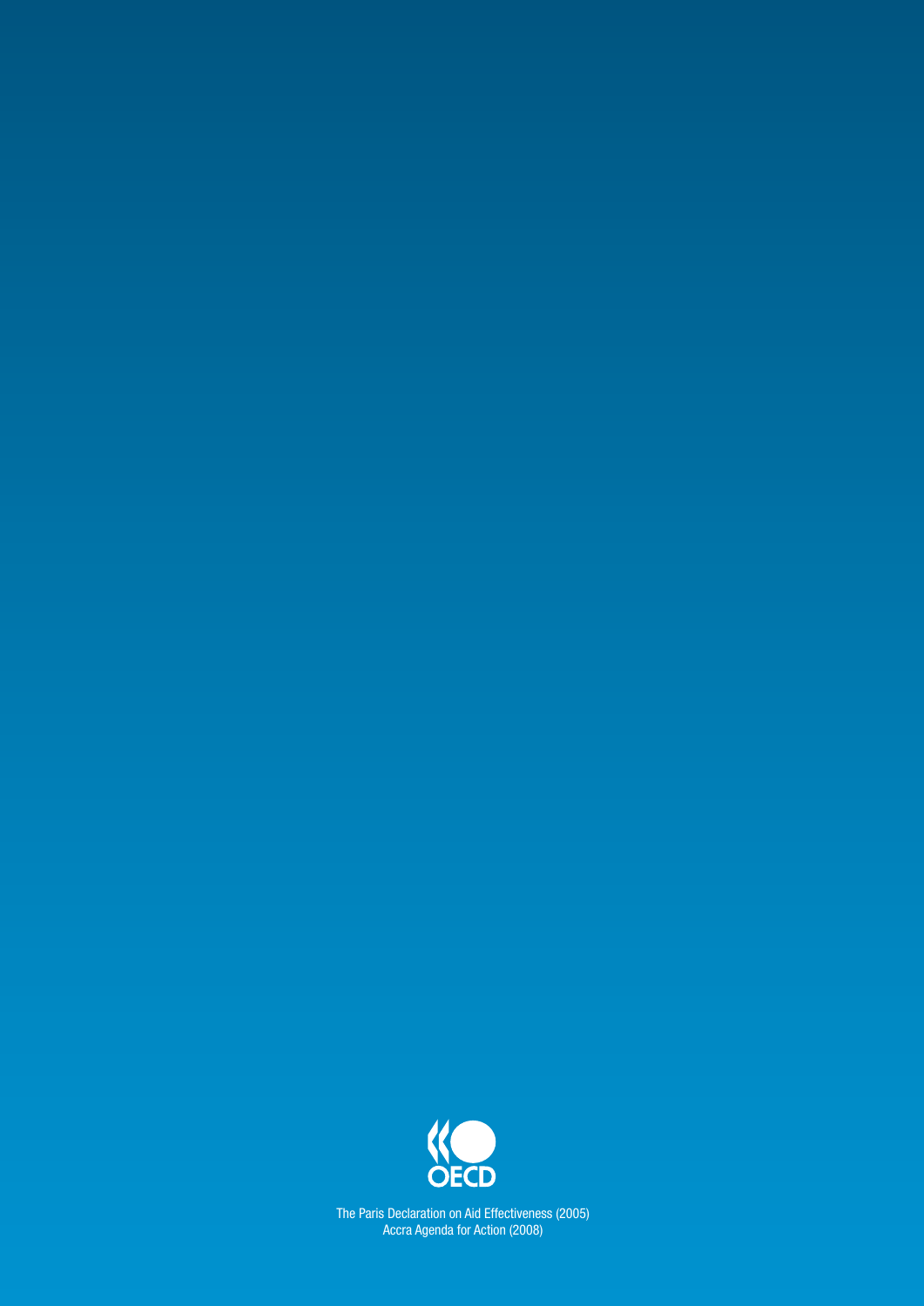OECD

The Paris Declaration on Aid Effectiveness (2005)
Accra Agenda for Action (2008)